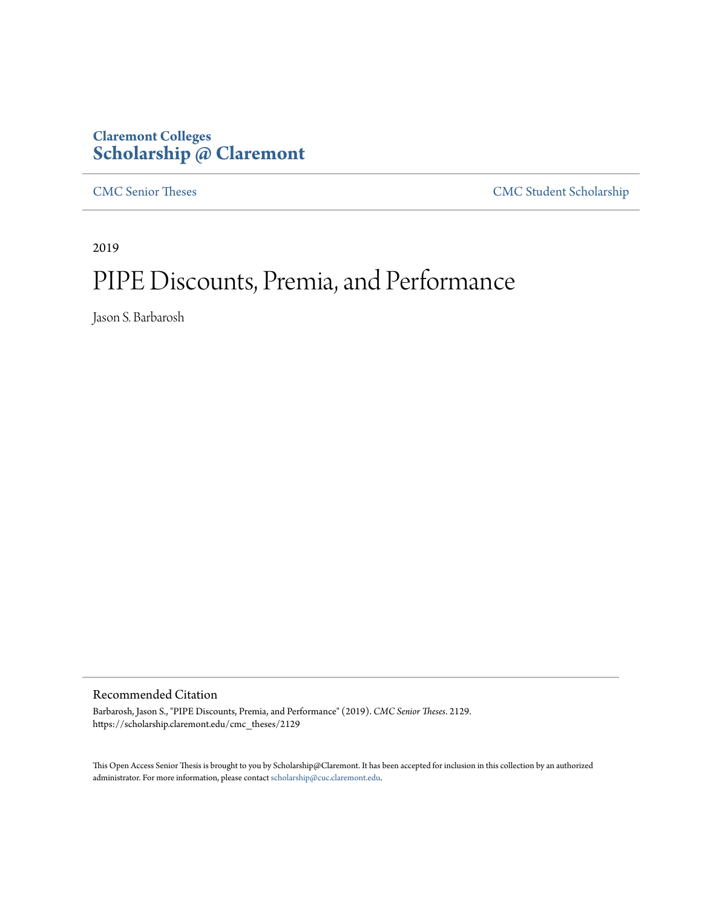**Claremont Colleges**
**Scholarship @ Claremont**

CMC Senior Theses | CMC Student Scholarship

2019

# PIPE Discounts, Premia, and Performance

Jason S. Barbarosh

## Recommended Citation

Barbarosh, Jason S., "PIPE Discounts, Premia, and Performance" (2019). *CMC Senior Theses*. 2129.
https://scholarship.claremont.edu/cmc_theses/2129

This Open Access Senior Thesis is brought to you by Scholarship@Claremont. It has been accepted for inclusion in this collection by an authorized administrator. For more information, please contact scholarship@cuc.claremont.edu.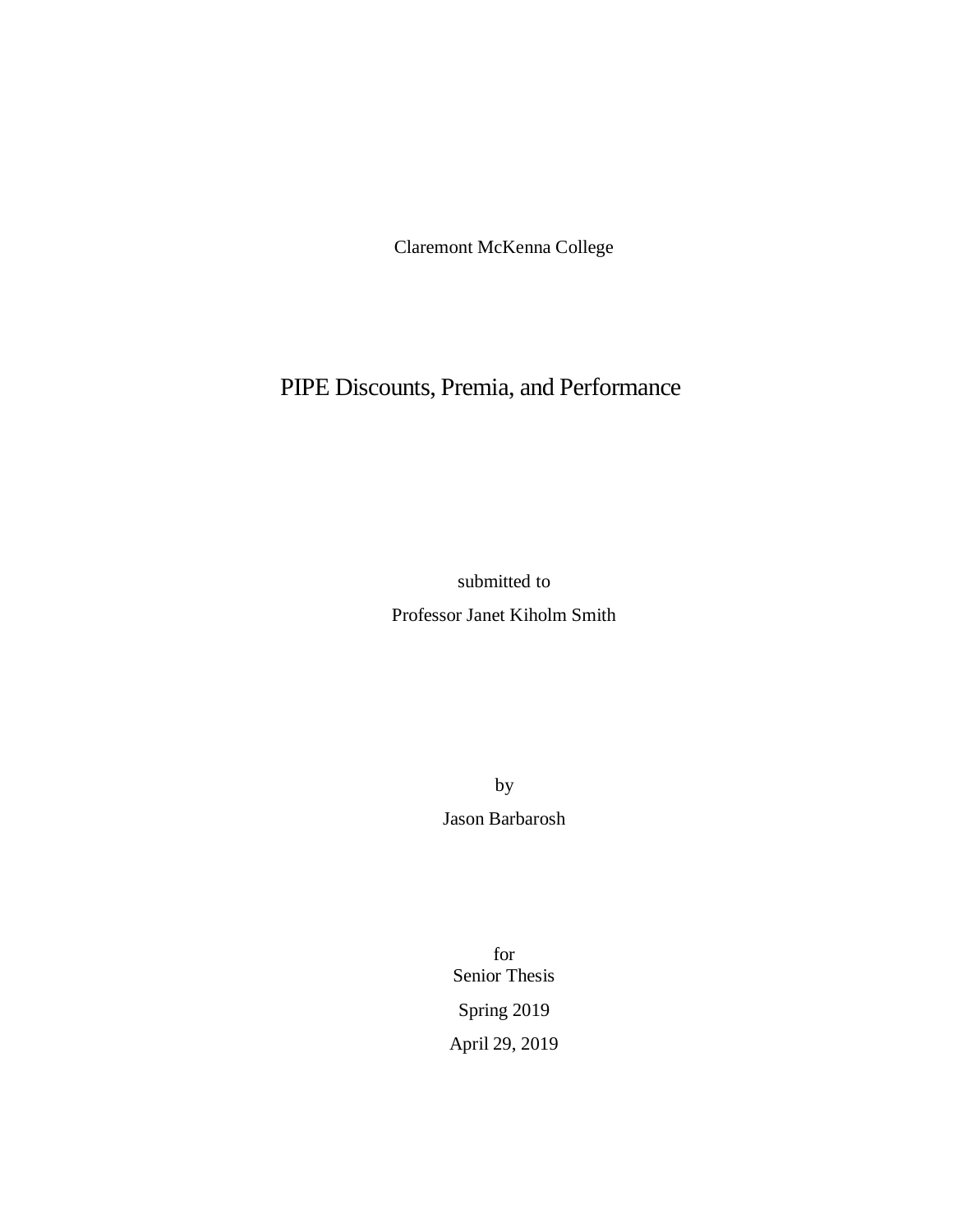Claremont McKenna College

# PIPE Discounts, Premia, and Performance

submitted to

Professor Janet Kiholm Smith

by

Jason Barbarosh

for
Senior Thesis

Spring 2019

April 29, 2019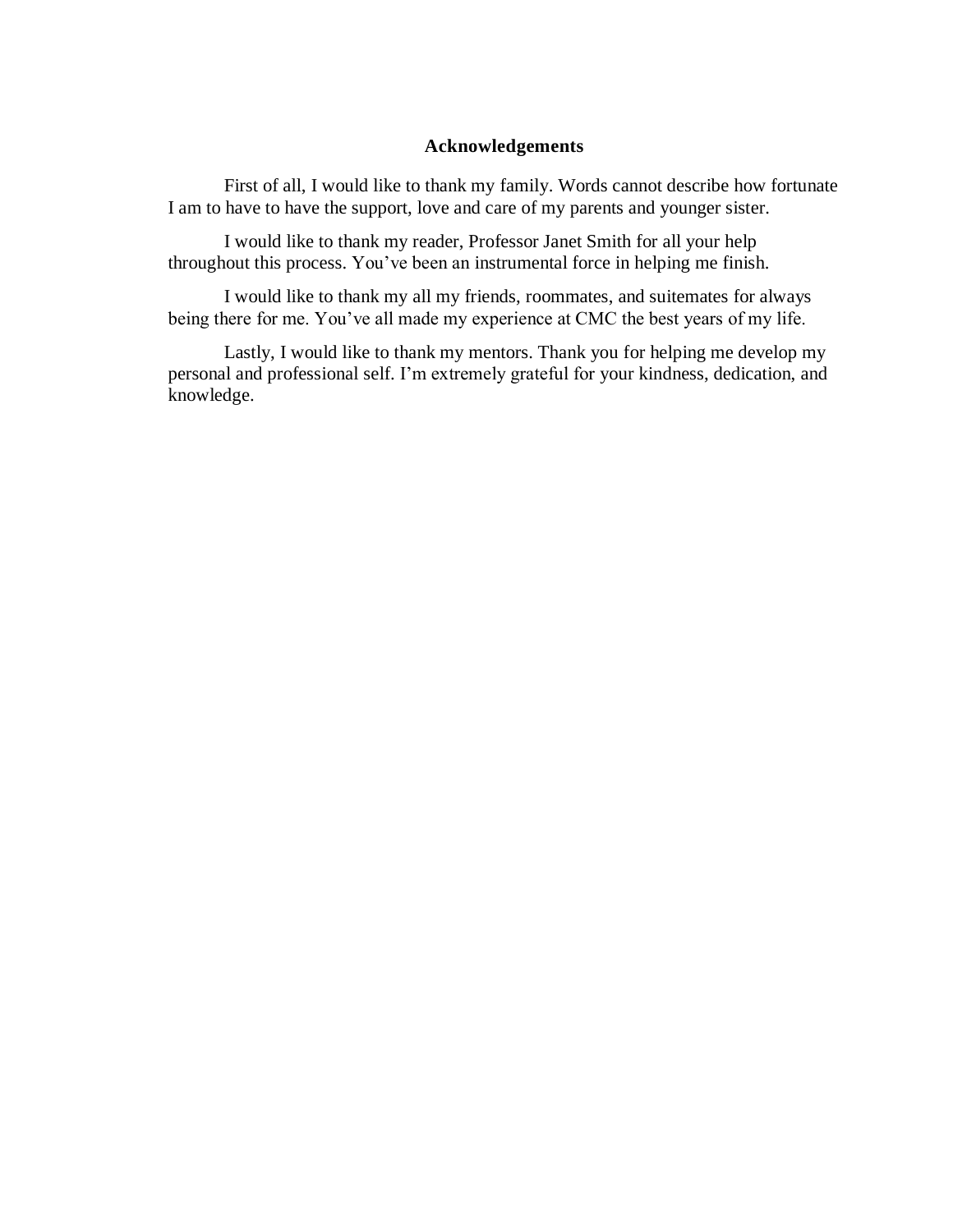# Acknowledgements

First of all, I would like to thank my family. Words cannot describe how fortunate I am to have to have the support, love and care of my parents and younger sister.

I would like to thank my reader, Professor Janet Smith for all your help throughout this process. You've been an instrumental force in helping me finish.

I would like to thank my all my friends, roommates, and suitemates for always being there for me. You've all made my experience at CMC the best years of my life.

Lastly, I would like to thank my mentors. Thank you for helping me develop my personal and professional self. I'm extremely grateful for your kindness, dedication, and knowledge.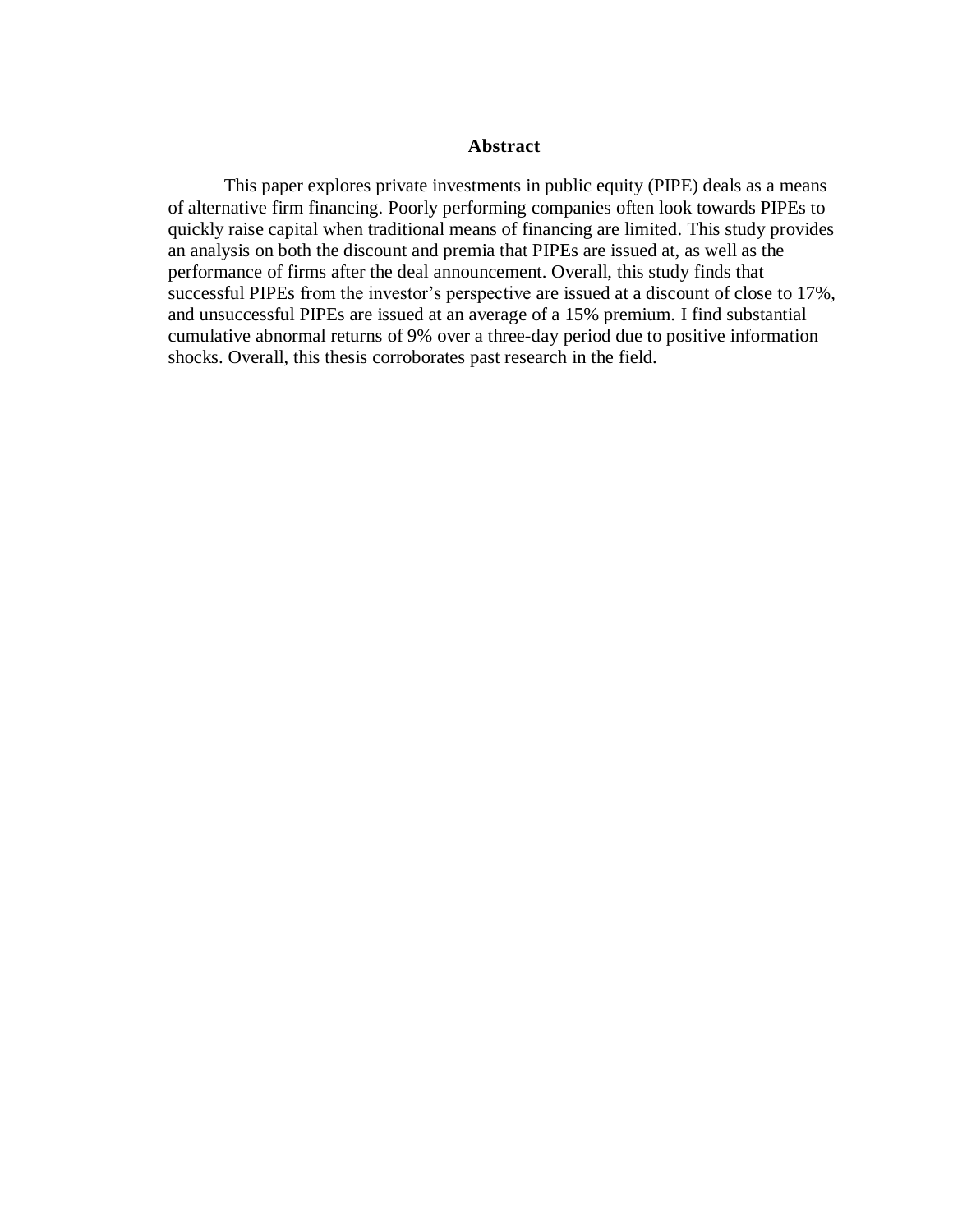## Abstract

This paper explores private investments in public equity (PIPE) deals as a means of alternative firm financing. Poorly performing companies often look towards PIPEs to quickly raise capital when traditional means of financing are limited. This study provides an analysis on both the discount and premia that PIPEs are issued at, as well as the performance of firms after the deal announcement. Overall, this study finds that successful PIPEs from the investor's perspective are issued at a discount of close to 17%, and unsuccessful PIPEs are issued at an average of a 15% premium. I find substantial cumulative abnormal returns of 9% over a three-day period due to positive information shocks. Overall, this thesis corroborates past research in the field.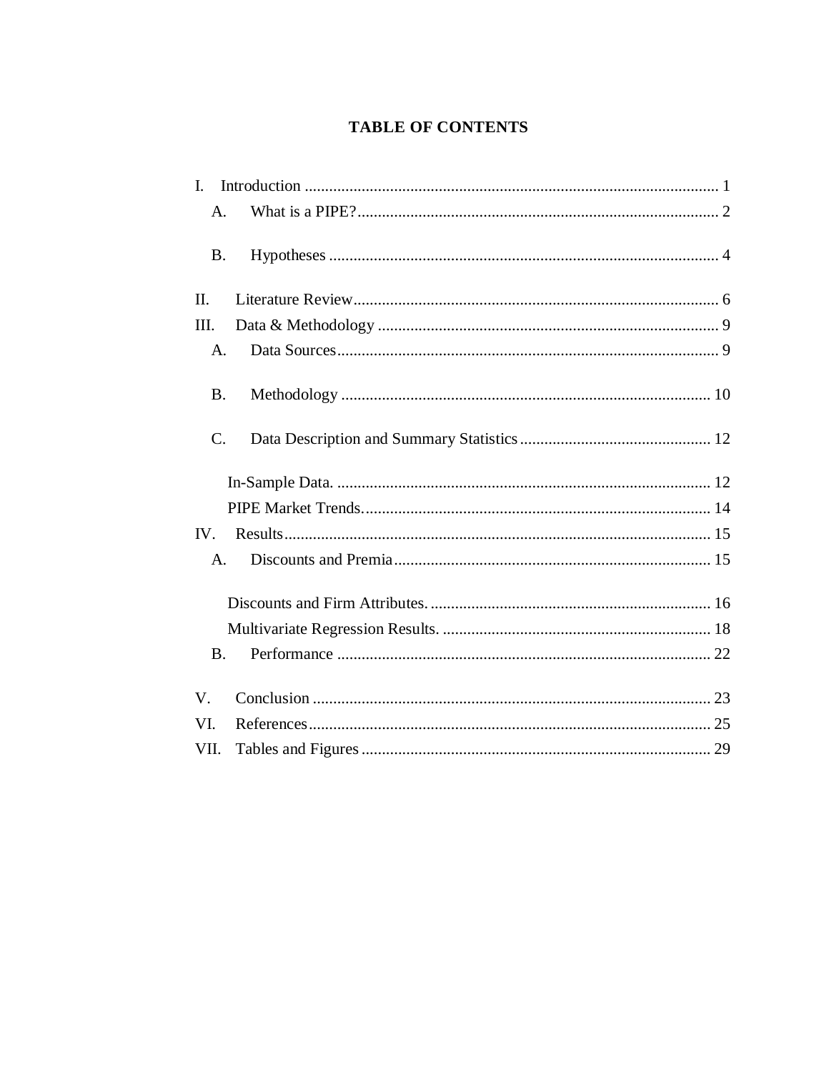# TABLE OF CONTENTS

I. Introduction ....................................................................................................... 1

  A. What is a PIPE?........................................................................................ 2

  B. Hypotheses ............................................................................................... 4

II. Literature Review......................................................................................... 6

III. Data & Methodology .................................................................................... 9

  A. Data Sources............................................................................................. 9

  B. Methodology ........................................................................................... 10

  C. Data Description and Summary Statistics ............................................... 12

    In-Sample Data. ........................................................................................... 12

    PIPE Market Trends..................................................................................... 14

IV. Results........................................................................................................ 15

  A. Discounts and Premia............................................................................. 15

    Discounts and Firm Attributes..................................................................... 16

    Multivariate Regression Results. ................................................................. 18

  B. Performance ............................................................................................ 22

V. Conclusion ................................................................................................. 23

VI. References.................................................................................................. 25

VII. Tables and Figures ..................................................................................... 29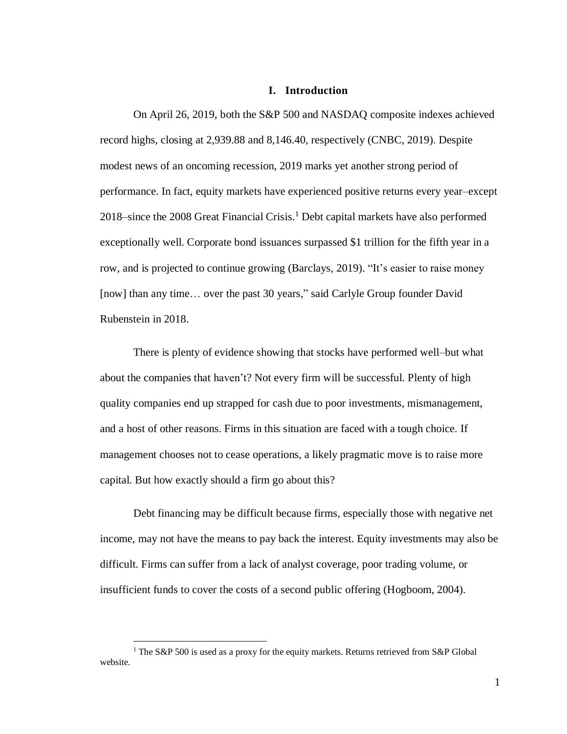# I. Introduction

On April 26, 2019, both the S&P 500 and NASDAQ composite indexes achieved record highs, closing at 2,939.88 and 8,146.40, respectively (CNBC, 2019). Despite modest news of an oncoming recession, 2019 marks yet another strong period of performance. In fact, equity markets have experienced positive returns every year–except 2018–since the 2008 Great Financial Crisis.[1] Debt capital markets have also performed exceptionally well. Corporate bond issuances surpassed $1 trillion for the fifth year in a row, and is projected to continue growing (Barclays, 2019). "It's easier to raise money [now] than any time… over the past 30 years," said Carlyle Group founder David Rubenstein in 2018.

There is plenty of evidence showing that stocks have performed well–but what about the companies that haven't? Not every firm will be successful. Plenty of high quality companies end up strapped for cash due to poor investments, mismanagement, and a host of other reasons. Firms in this situation are faced with a tough choice. If management chooses not to cease operations, a likely pragmatic move is to raise more capital. But how exactly should a firm go about this?

Debt financing may be difficult because firms, especially those with negative net income, may not have the means to pay back the interest. Equity investments may also be difficult. Firms can suffer from a lack of analyst coverage, poor trading volume, or insufficient funds to cover the costs of a second public offering (Hogboom, 2004).

[1] The S&P 500 is used as a proxy for the equity markets. Returns retrieved from S&P Global website.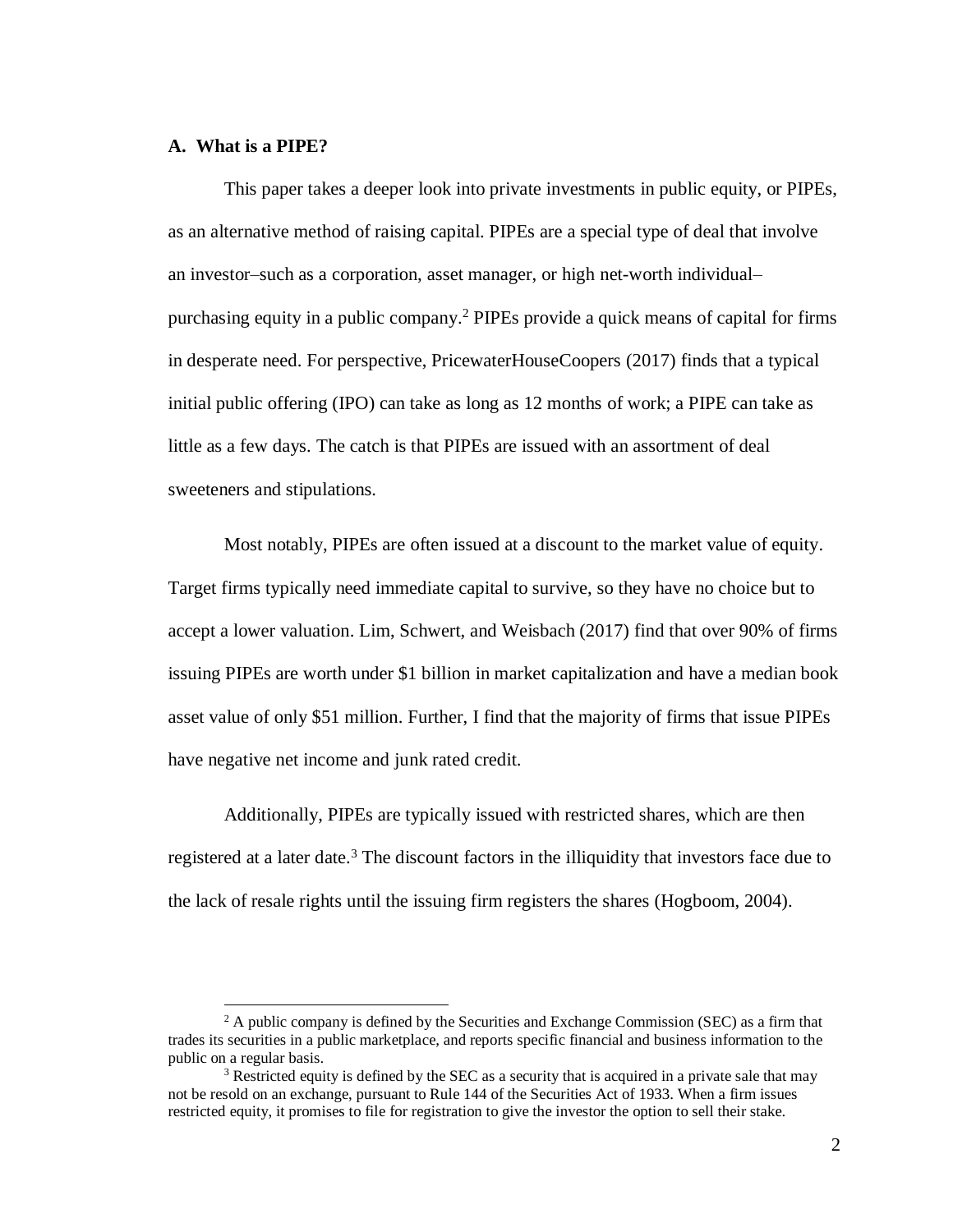### A. What is a PIPE?

This paper takes a deeper look into private investments in public equity, or PIPEs, as an alternative method of raising capital. PIPEs are a special type of deal that involve an investor–such as a corporation, asset manager, or high net-worth individual–purchasing equity in a public company.[2] PIPEs provide a quick means of capital for firms in desperate need. For perspective, PricewaterHouseCoopers (2017) finds that a typical initial public offering (IPO) can take as long as 12 months of work; a PIPE can take as little as a few days. The catch is that PIPEs are issued with an assortment of deal sweeteners and stipulations.

Most notably, PIPEs are often issued at a discount to the market value of equity. Target firms typically need immediate capital to survive, so they have no choice but to accept a lower valuation. Lim, Schwert, and Weisbach (2017) find that over 90% of firms issuing PIPEs are worth under $1 billion in market capitalization and have a median book asset value of only $51 million. Further, I find that the majority of firms that issue PIPEs have negative net income and junk rated credit.

Additionally, PIPEs are typically issued with restricted shares, which are then registered at a later date.[3] The discount factors in the illiquidity that investors face due to the lack of resale rights until the issuing firm registers the shares (Hogboom, 2004).

---

[2] A public company is defined by the Securities and Exchange Commission (SEC) as a firm that trades its securities in a public marketplace, and reports specific financial and business information to the public on a regular basis.

[3] Restricted equity is defined by the SEC as a security that is acquired in a private sale that may not be resold on an exchange, pursuant to Rule 144 of the Securities Act of 1933. When a firm issues restricted equity, it promises to file for registration to give the investor the option to sell their stake.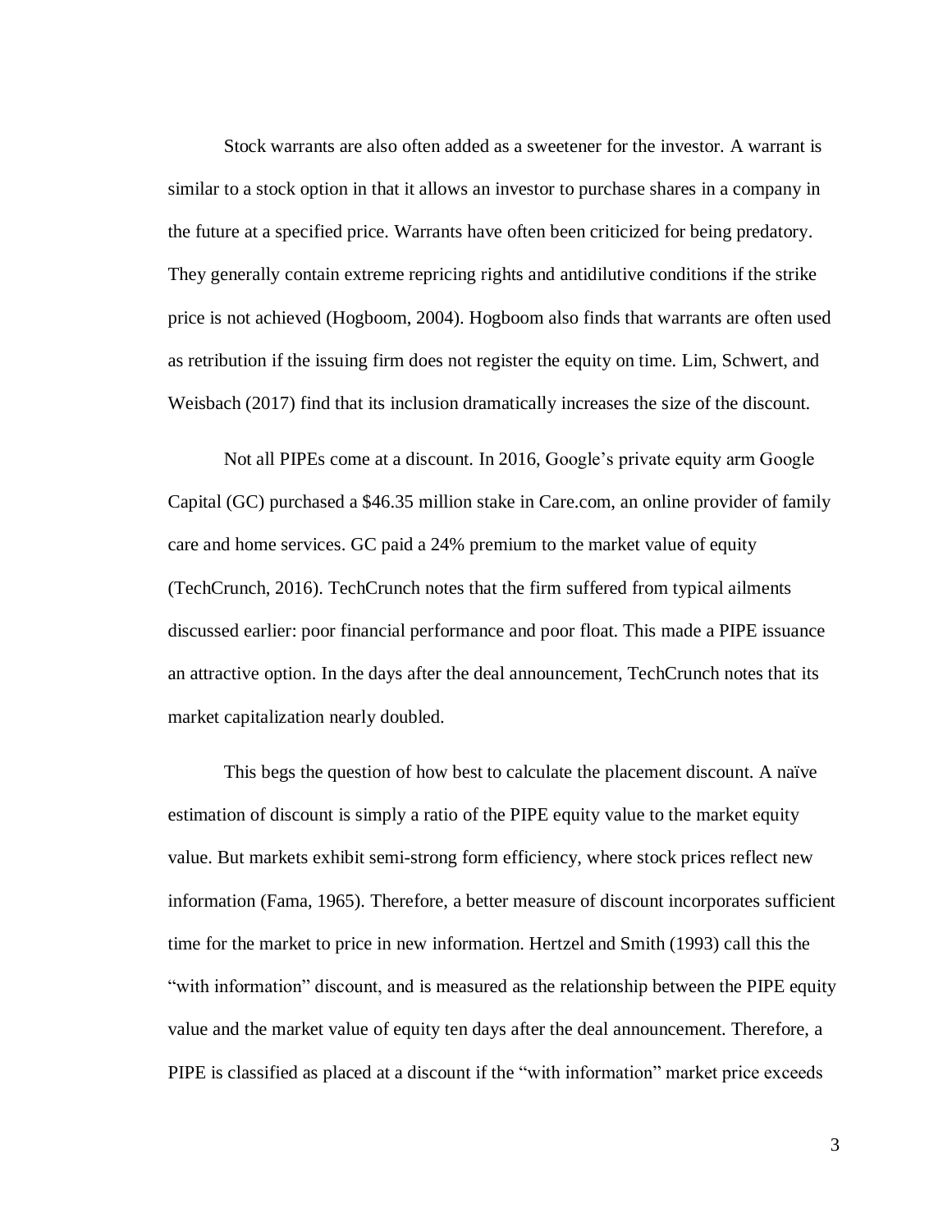Stock warrants are also often added as a sweetener for the investor. A warrant is similar to a stock option in that it allows an investor to purchase shares in a company in the future at a specified price. Warrants have often been criticized for being predatory. They generally contain extreme repricing rights and antidilutive conditions if the strike price is not achieved (Hogboom, 2004). Hogboom also finds that warrants are often used as retribution if the issuing firm does not register the equity on time. Lim, Schwert, and Weisbach (2017) find that its inclusion dramatically increases the size of the discount.

Not all PIPEs come at a discount. In 2016, Google's private equity arm Google Capital (GC) purchased a $46.35 million stake in Care.com, an online provider of family care and home services. GC paid a 24% premium to the market value of equity (TechCrunch, 2016). TechCrunch notes that the firm suffered from typical ailments discussed earlier: poor financial performance and poor float. This made a PIPE issuance an attractive option. In the days after the deal announcement, TechCrunch notes that its market capitalization nearly doubled.

This begs the question of how best to calculate the placement discount. A naïve estimation of discount is simply a ratio of the PIPE equity value to the market equity value. But markets exhibit semi-strong form efficiency, where stock prices reflect new information (Fama, 1965). Therefore, a better measure of discount incorporates sufficient time for the market to price in new information. Hertzel and Smith (1993) call this the "with information" discount, and is measured as the relationship between the PIPE equity value and the market value of equity ten days after the deal announcement. Therefore, a PIPE is classified as placed at a discount if the "with information" market price exceeds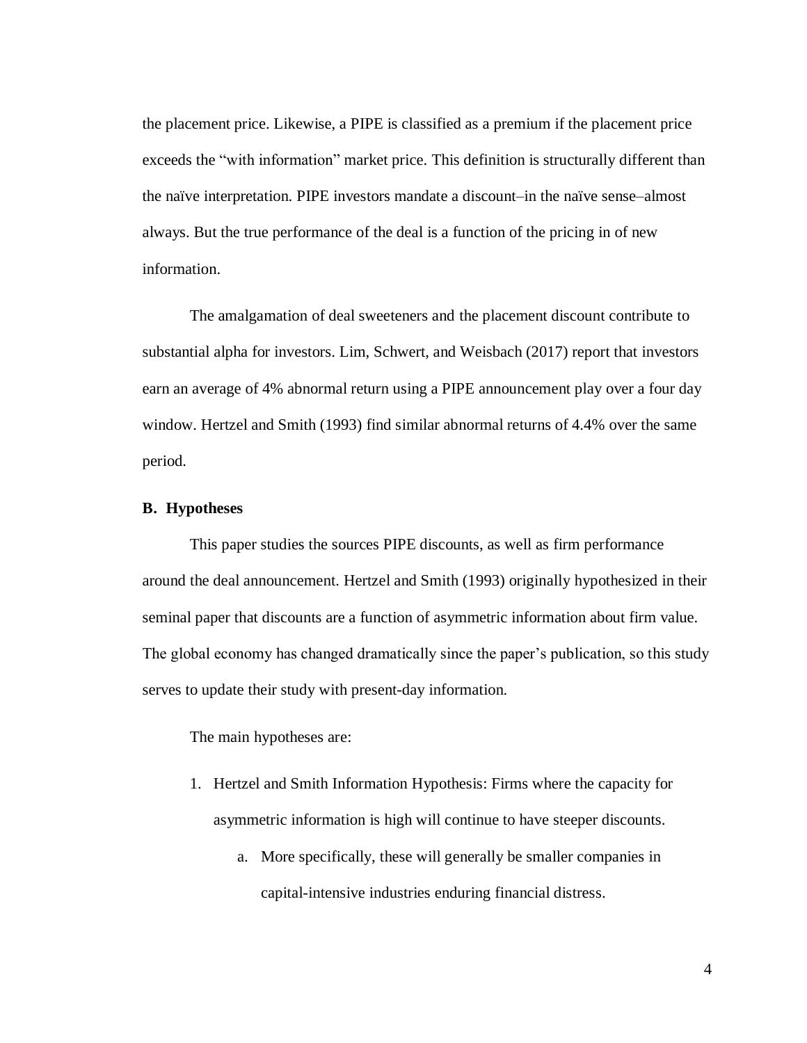the placement price. Likewise, a PIPE is classified as a premium if the placement price exceeds the "with information" market price. This definition is structurally different than the naïve interpretation. PIPE investors mandate a discount–in the naïve sense–almost always. But the true performance of the deal is a function of the pricing in of new information.

The amalgamation of deal sweeteners and the placement discount contribute to substantial alpha for investors. Lim, Schwert, and Weisbach (2017) report that investors earn an average of 4% abnormal return using a PIPE announcement play over a four day window. Hertzel and Smith (1993) find similar abnormal returns of 4.4% over the same period.

### B. Hypotheses

This paper studies the sources PIPE discounts, as well as firm performance around the deal announcement. Hertzel and Smith (1993) originally hypothesized in their seminal paper that discounts are a function of asymmetric information about firm value. The global economy has changed dramatically since the paper's publication, so this study serves to update their study with present-day information.

The main hypotheses are:

1. Hertzel and Smith Information Hypothesis: Firms where the capacity for asymmetric information is high will continue to have steeper discounts.
    a. More specifically, these will generally be smaller companies in capital-intensive industries enduring financial distress.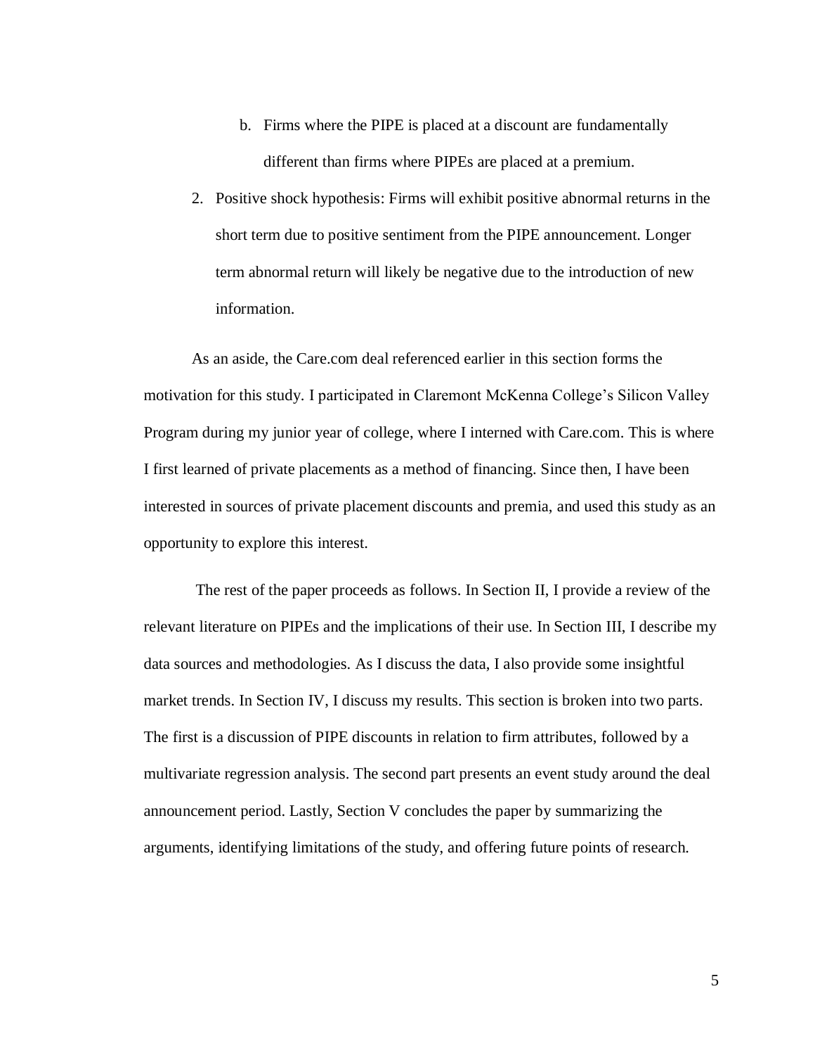b. Firms where the PIPE is placed at a discount are fundamentally different than firms where PIPEs are placed at a premium.

2. Positive shock hypothesis: Firms will exhibit positive abnormal returns in the short term due to positive sentiment from the PIPE announcement. Longer term abnormal return will likely be negative due to the introduction of new information.

As an aside, the Care.com deal referenced earlier in this section forms the motivation for this study. I participated in Claremont McKenna College's Silicon Valley Program during my junior year of college, where I interned with Care.com. This is where I first learned of private placements as a method of financing. Since then, I have been interested in sources of private placement discounts and premia, and used this study as an opportunity to explore this interest.

The rest of the paper proceeds as follows. In Section II, I provide a review of the relevant literature on PIPEs and the implications of their use. In Section III, I describe my data sources and methodologies. As I discuss the data, I also provide some insightful market trends. In Section IV, I discuss my results. This section is broken into two parts. The first is a discussion of PIPE discounts in relation to firm attributes, followed by a multivariate regression analysis. The second part presents an event study around the deal announcement period. Lastly, Section V concludes the paper by summarizing the arguments, identifying limitations of the study, and offering future points of research.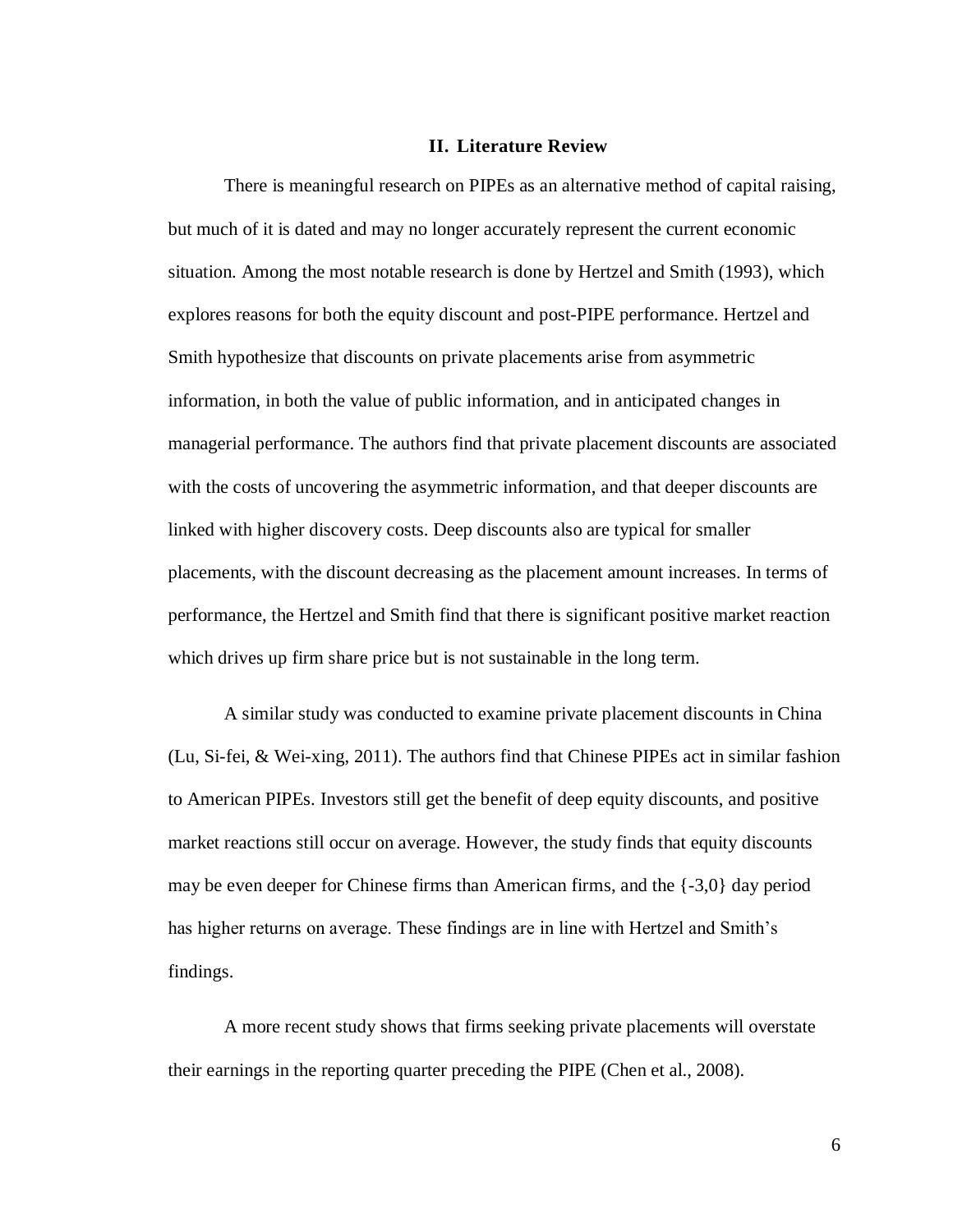## II. Literature Review

There is meaningful research on PIPEs as an alternative method of capital raising, but much of it is dated and may no longer accurately represent the current economic situation. Among the most notable research is done by Hertzel and Smith (1993), which explores reasons for both the equity discount and post-PIPE performance. Hertzel and Smith hypothesize that discounts on private placements arise from asymmetric information, in both the value of public information, and in anticipated changes in managerial performance. The authors find that private placement discounts are associated with the costs of uncovering the asymmetric information, and that deeper discounts are linked with higher discovery costs. Deep discounts also are typical for smaller placements, with the discount decreasing as the placement amount increases. In terms of performance, the Hertzel and Smith find that there is significant positive market reaction which drives up firm share price but is not sustainable in the long term.

A similar study was conducted to examine private placement discounts in China (Lu, Si-fei, & Wei-xing, 2011). The authors find that Chinese PIPEs act in similar fashion to American PIPEs. Investors still get the benefit of deep equity discounts, and positive market reactions still occur on average. However, the study finds that equity discounts may be even deeper for Chinese firms than American firms, and the {-3,0} day period has higher returns on average. These findings are in line with Hertzel and Smith's findings.

A more recent study shows that firms seeking private placements will overstate their earnings in the reporting quarter preceding the PIPE (Chen et al., 2008).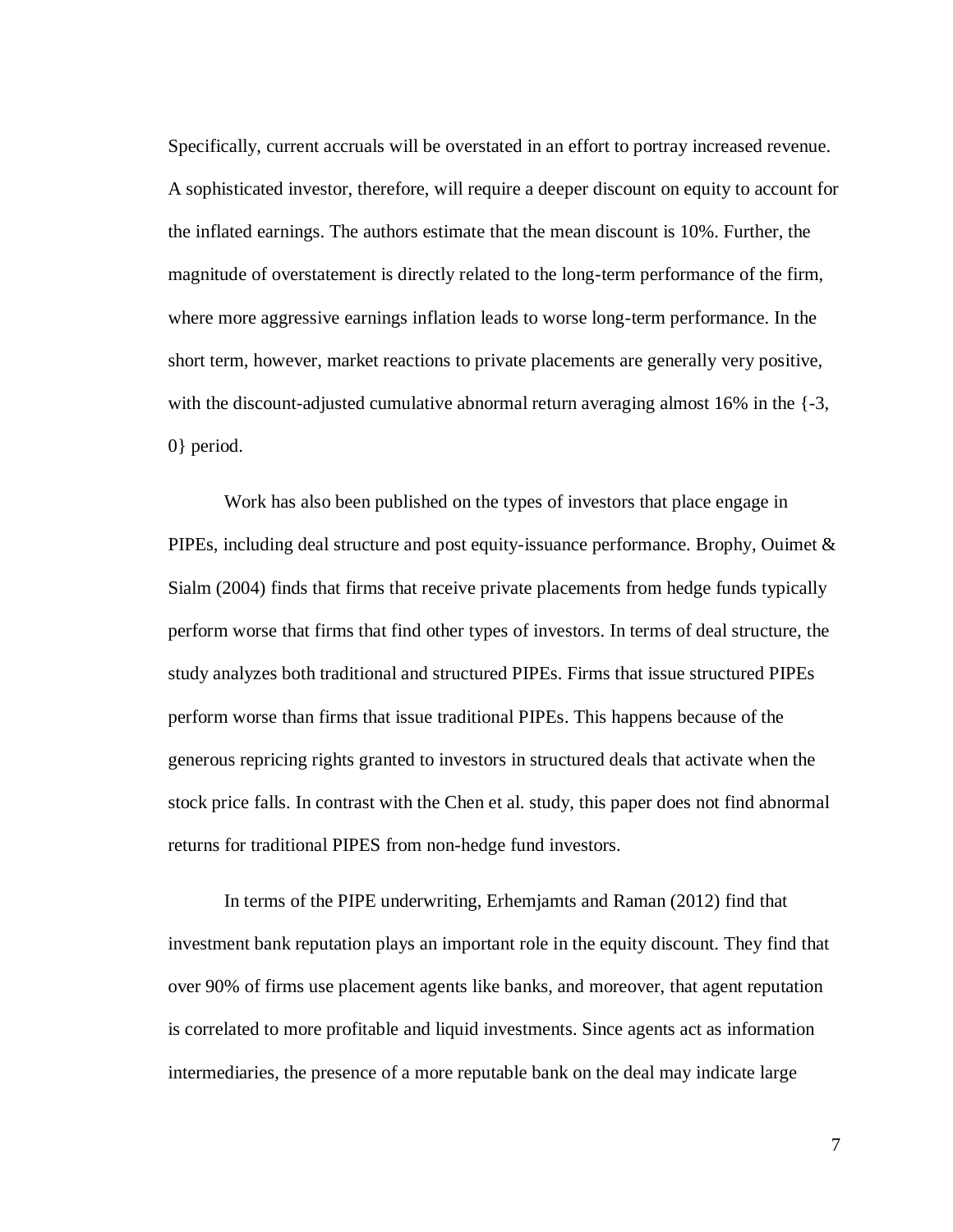Specifically, current accruals will be overstated in an effort to portray increased revenue. A sophisticated investor, therefore, will require a deeper discount on equity to account for the inflated earnings. The authors estimate that the mean discount is 10%. Further, the magnitude of overstatement is directly related to the long-term performance of the firm, where more aggressive earnings inflation leads to worse long-term performance. In the short term, however, market reactions to private placements are generally very positive, with the discount-adjusted cumulative abnormal return averaging almost 16% in the {-3, 0} period.

Work has also been published on the types of investors that place engage in PIPEs, including deal structure and post equity-issuance performance. Brophy, Ouimet & Sialm (2004) finds that firms that receive private placements from hedge funds typically perform worse that firms that find other types of investors. In terms of deal structure, the study analyzes both traditional and structured PIPEs. Firms that issue structured PIPEs perform worse than firms that issue traditional PIPEs. This happens because of the generous repricing rights granted to investors in structured deals that activate when the stock price falls. In contrast with the Chen et al. study, this paper does not find abnormal returns for traditional PIPES from non-hedge fund investors.

In terms of the PIPE underwriting, Erhemjamts and Raman (2012) find that investment bank reputation plays an important role in the equity discount. They find that over 90% of firms use placement agents like banks, and moreover, that agent reputation is correlated to more profitable and liquid investments. Since agents act as information intermediaries, the presence of a more reputable bank on the deal may indicate large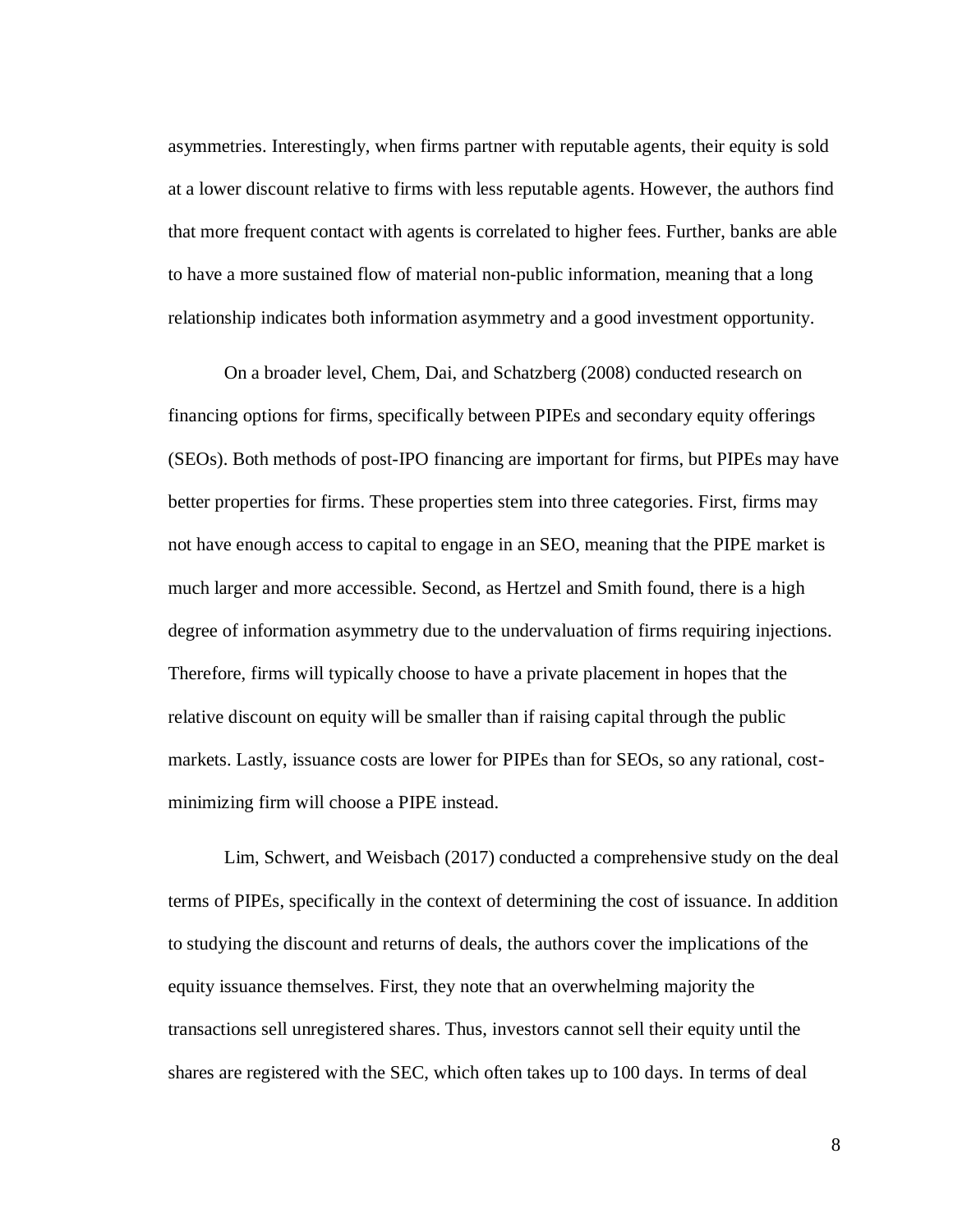asymmetries. Interestingly, when firms partner with reputable agents, their equity is sold at a lower discount relative to firms with less reputable agents. However, the authors find that more frequent contact with agents is correlated to higher fees. Further, banks are able to have a more sustained flow of material non-public information, meaning that a long relationship indicates both information asymmetry and a good investment opportunity.

On a broader level, Chem, Dai, and Schatzberg (2008) conducted research on financing options for firms, specifically between PIPEs and secondary equity offerings (SEOs). Both methods of post-IPO financing are important for firms, but PIPEs may have better properties for firms. These properties stem into three categories. First, firms may not have enough access to capital to engage in an SEO, meaning that the PIPE market is much larger and more accessible. Second, as Hertzel and Smith found, there is a high degree of information asymmetry due to the undervaluation of firms requiring injections. Therefore, firms will typically choose to have a private placement in hopes that the relative discount on equity will be smaller than if raising capital through the public markets. Lastly, issuance costs are lower for PIPEs than for SEOs, so any rational, cost-minimizing firm will choose a PIPE instead.

Lim, Schwert, and Weisbach (2017) conducted a comprehensive study on the deal terms of PIPEs, specifically in the context of determining the cost of issuance. In addition to studying the discount and returns of deals, the authors cover the implications of the equity issuance themselves. First, they note that an overwhelming majority the transactions sell unregistered shares. Thus, investors cannot sell their equity until the shares are registered with the SEC, which often takes up to 100 days. In terms of deal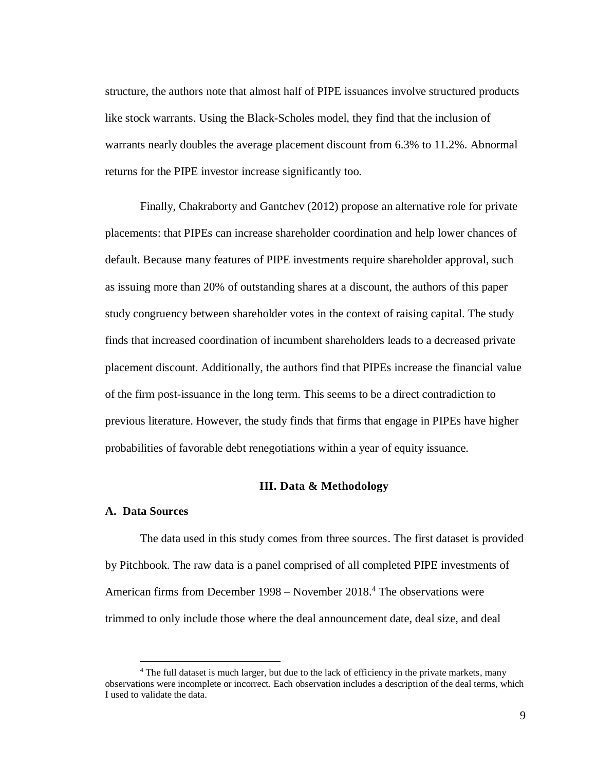structure, the authors note that almost half of PIPE issuances involve structured products like stock warrants. Using the Black-Scholes model, they find that the inclusion of warrants nearly doubles the average placement discount from 6.3% to 11.2%. Abnormal returns for the PIPE investor increase significantly too.

Finally, Chakraborty and Gantchev (2012) propose an alternative role for private placements: that PIPEs can increase shareholder coordination and help lower chances of default. Because many features of PIPE investments require shareholder approval, such as issuing more than 20% of outstanding shares at a discount, the authors of this paper study congruency between shareholder votes in the context of raising capital. The study finds that increased coordination of incumbent shareholders leads to a decreased private placement discount. Additionally, the authors find that PIPEs increase the financial value of the firm post-issuance in the long term. This seems to be a direct contradiction to previous literature. However, the study finds that firms that engage in PIPEs have higher probabilities of favorable debt renegotiations within a year of equity issuance.

## III. Data & Methodology

### A. Data Sources

The data used in this study comes from three sources. The first dataset is provided by Pitchbook. The raw data is a panel comprised of all completed PIPE investments of American firms from December 1998 – November 2018.[4] The observations were trimmed to only include those where the deal announcement date, deal size, and deal

[4] The full dataset is much larger, but due to the lack of efficiency in the private markets, many observations were incomplete or incorrect. Each observation includes a description of the deal terms, which I used to validate the data.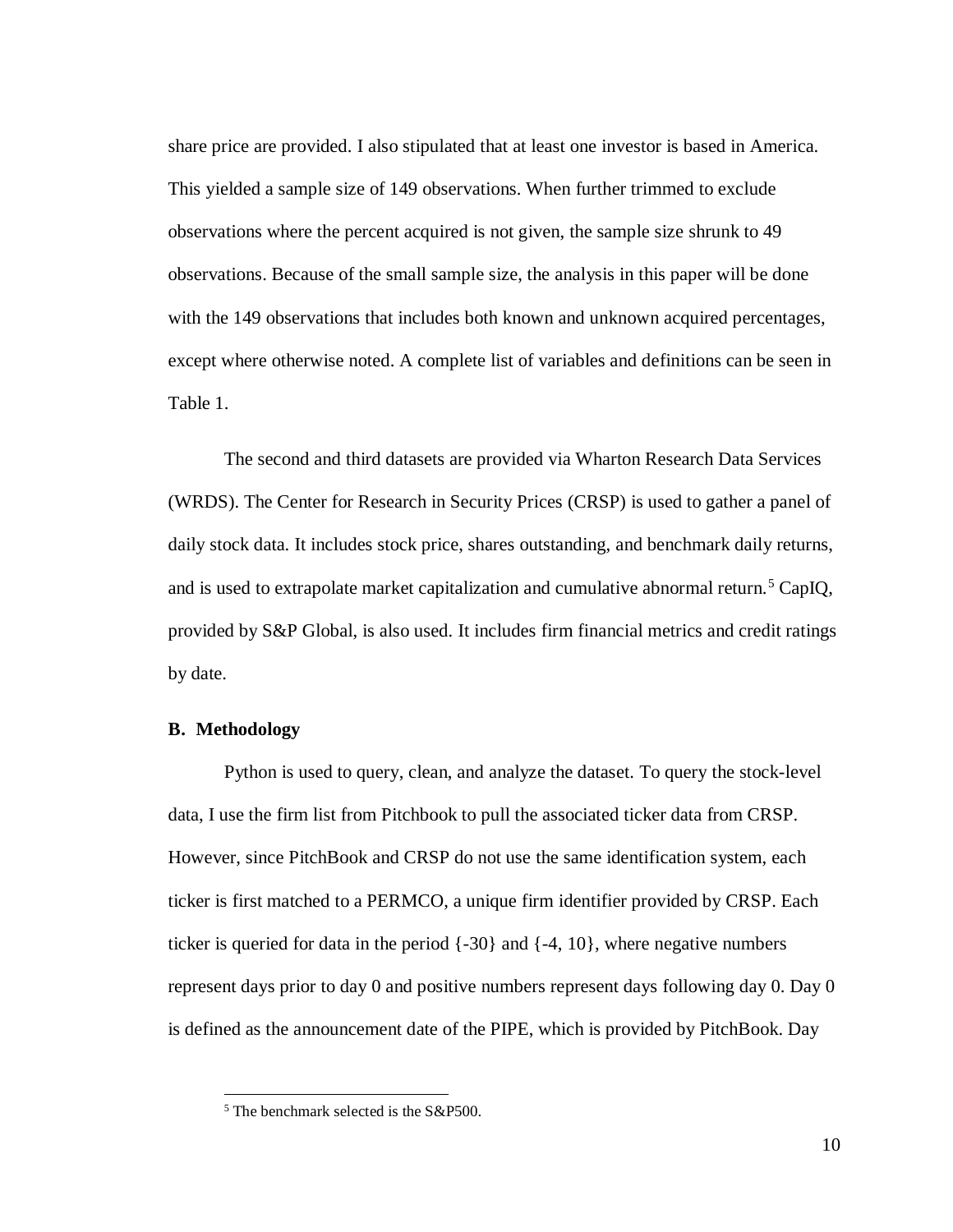share price are provided. I also stipulated that at least one investor is based in America. This yielded a sample size of 149 observations. When further trimmed to exclude observations where the percent acquired is not given, the sample size shrunk to 49 observations. Because of the small sample size, the analysis in this paper will be done with the 149 observations that includes both known and unknown acquired percentages, except where otherwise noted. A complete list of variables and definitions can be seen in Table 1.

The second and third datasets are provided via Wharton Research Data Services (WRDS). The Center for Research in Security Prices (CRSP) is used to gather a panel of daily stock data. It includes stock price, shares outstanding, and benchmark daily returns, and is used to extrapolate market capitalization and cumulative abnormal return.[5] CapIQ, provided by S&P Global, is also used. It includes firm financial metrics and credit ratings by date.

### B. Methodology

Python is used to query, clean, and analyze the dataset. To query the stock-level data, I use the firm list from Pitchbook to pull the associated ticker data from CRSP. However, since PitchBook and CRSP do not use the same identification system, each ticker is first matched to a PERMCO, a unique firm identifier provided by CRSP. Each ticker is queried for data in the period {-30} and {-4, 10}, where negative numbers represent days prior to day 0 and positive numbers represent days following day 0. Day 0 is defined as the announcement date of the PIPE, which is provided by PitchBook. Day

[5] The benchmark selected is the S&P500.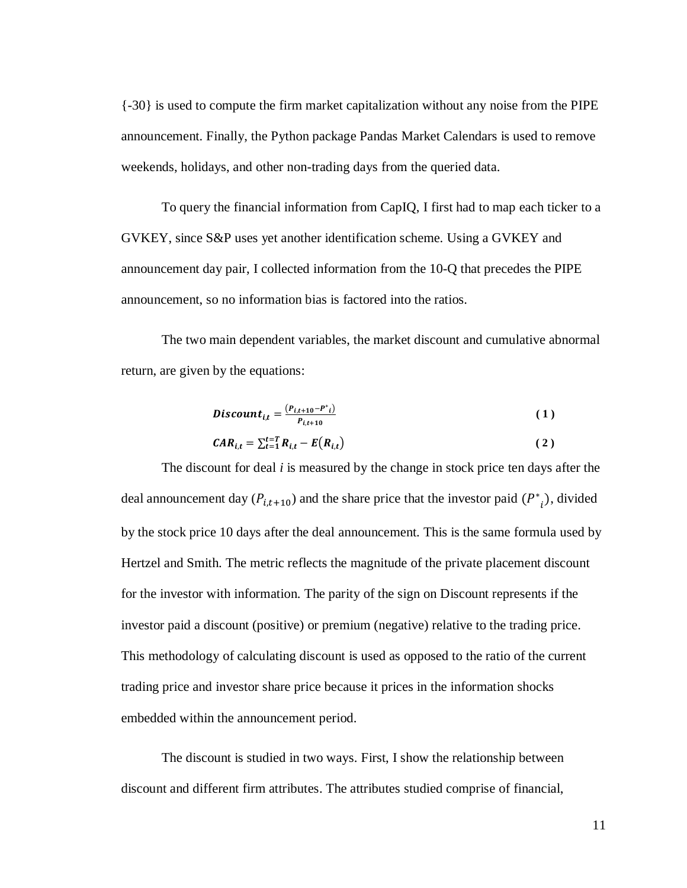{-30} is used to compute the firm market capitalization without any noise from the PIPE announcement. Finally, the Python package Pandas Market Calendars is used to remove weekends, holidays, and other non-trading days from the queried data.

To query the financial information from CapIQ, I first had to map each ticker to a GVKEY, since S&P uses yet another identification scheme. Using a GVKEY and announcement day pair, I collected information from the 10-Q that precedes the PIPE announcement, so no information bias is factored into the ratios.

The two main dependent variables, the market discount and cumulative abnormal return, are given by the equations:

$$\boldsymbol{Discount_{i,t}} = \frac{(P_{i,t+10} - P^*_i)}{P_{i,t+10}} \tag{1}$$

$$\boldsymbol{CAR_{i,t}} = \sum_{t=1}^{t=T} R_{i,t} - E(R_{i,t}) \tag{2}$$

The discount for deal *i* is measured by the change in stock price ten days after the deal announcement day ($P_{i,t+10}$) and the share price that the investor paid ($P^*_i$), divided by the stock price 10 days after the deal announcement. This is the same formula used by Hertzel and Smith. The metric reflects the magnitude of the private placement discount for the investor with information. The parity of the sign on Discount represents if the investor paid a discount (positive) or premium (negative) relative to the trading price. This methodology of calculating discount is used as opposed to the ratio of the current trading price and investor share price because it prices in the information shocks embedded within the announcement period.

The discount is studied in two ways. First, I show the relationship between discount and different firm attributes. The attributes studied comprise of financial,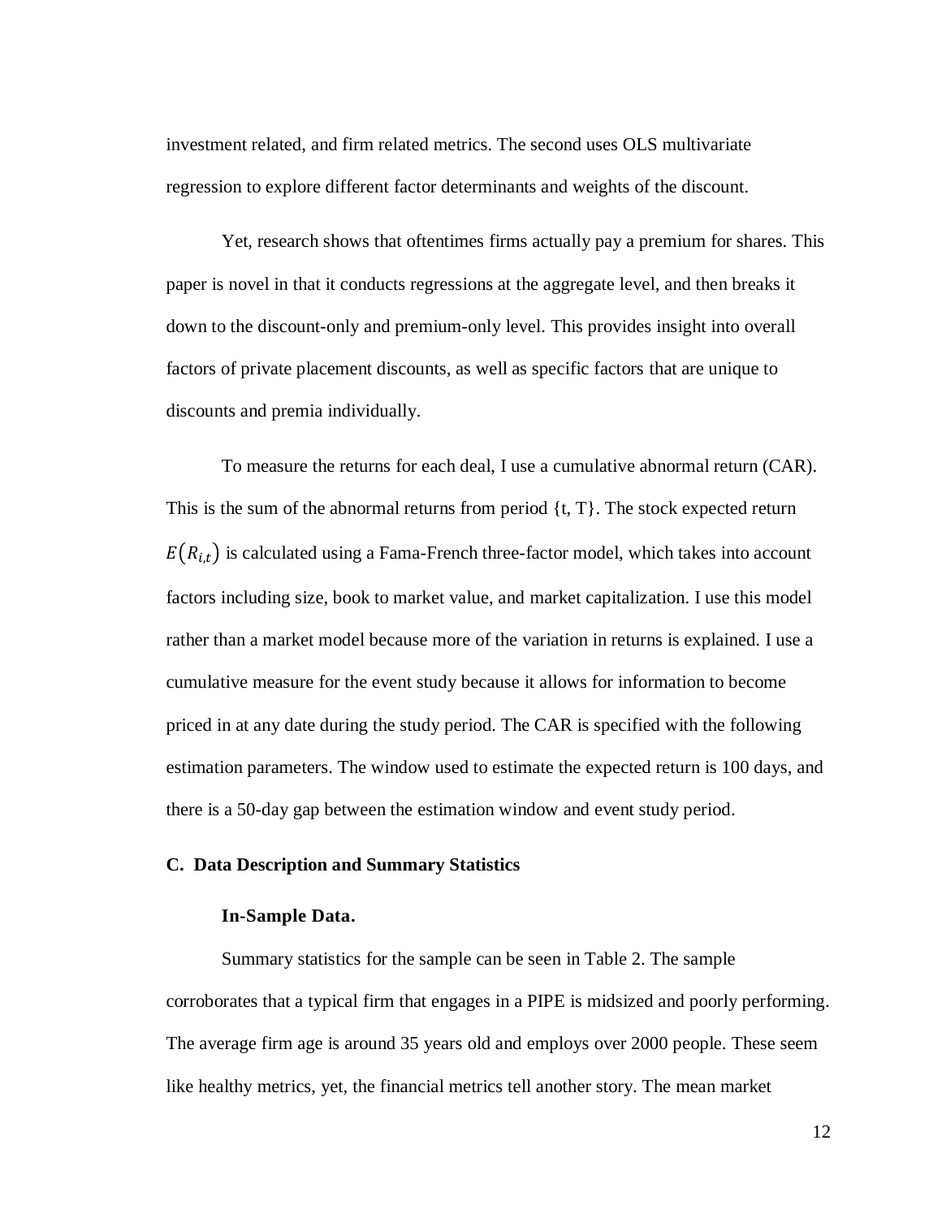investment related, and firm related metrics. The second uses OLS multivariate regression to explore different factor determinants and weights of the discount.

Yet, research shows that oftentimes firms actually pay a premium for shares. This paper is novel in that it conducts regressions at the aggregate level, and then breaks it down to the discount-only and premium-only level. This provides insight into overall factors of private placement discounts, as well as specific factors that are unique to discounts and premia individually.

To measure the returns for each deal, I use a cumulative abnormal return (CAR). This is the sum of the abnormal returns from period {t, T}. The stock expected return $E(R_{i,t})$ is calculated using a Fama-French three-factor model, which takes into account factors including size, book to market value, and market capitalization. I use this model rather than a market model because more of the variation in returns is explained. I use a cumulative measure for the event study because it allows for information to become priced in at any date during the study period. The CAR is specified with the following estimation parameters. The window used to estimate the expected return is 100 days, and there is a 50-day gap between the estimation window and event study period.

### C. Data Description and Summary Statistics

#### In-Sample Data.

Summary statistics for the sample can be seen in Table 2. The sample corroborates that a typical firm that engages in a PIPE is midsized and poorly performing. The average firm age is around 35 years old and employs over 2000 people. These seem like healthy metrics, yet, the financial metrics tell another story. The mean market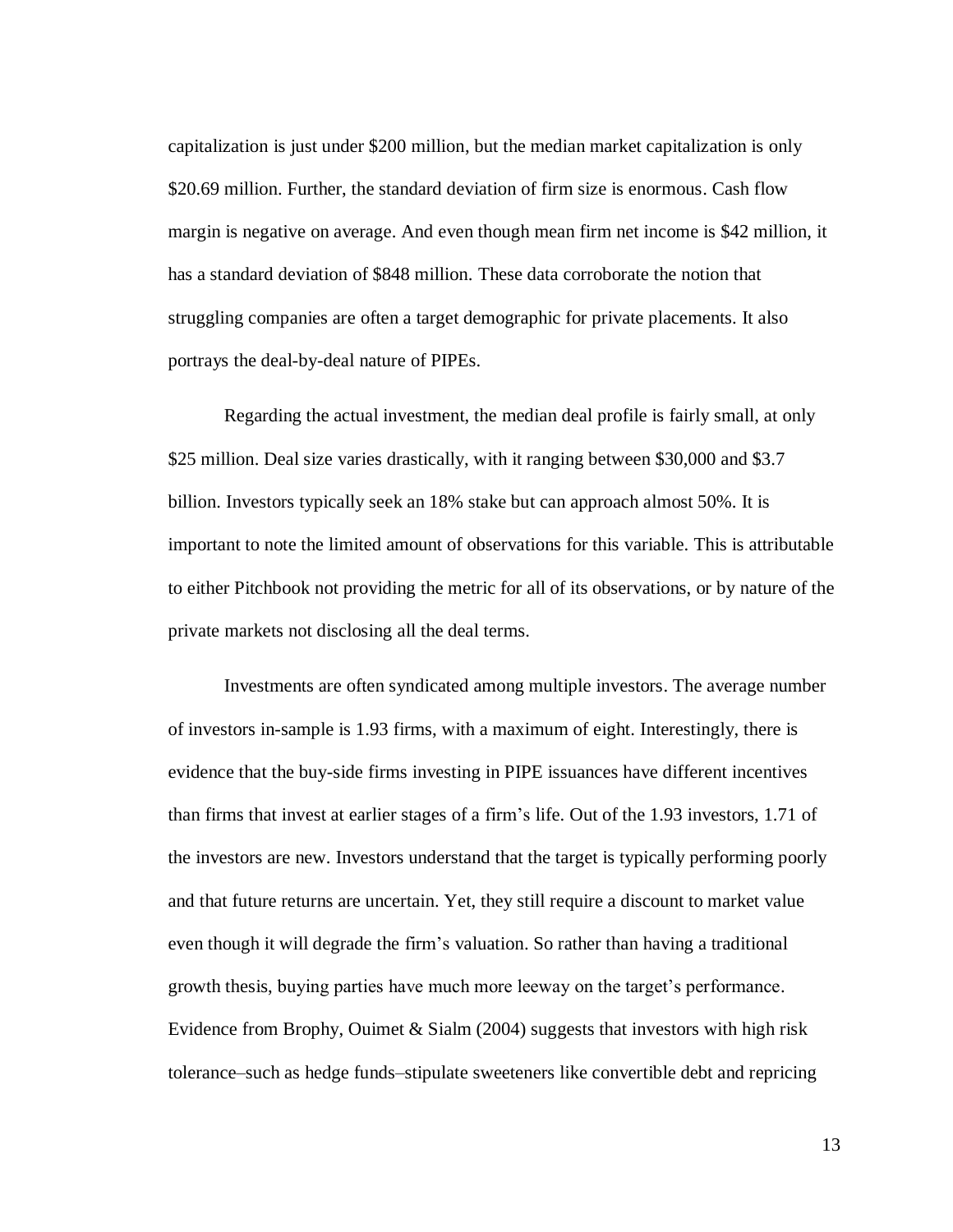capitalization is just under $200 million, but the median market capitalization is only $20.69 million. Further, the standard deviation of firm size is enormous. Cash flow margin is negative on average. And even though mean firm net income is $42 million, it has a standard deviation of $848 million. These data corroborate the notion that struggling companies are often a target demographic for private placements. It also portrays the deal-by-deal nature of PIPEs.

Regarding the actual investment, the median deal profile is fairly small, at only $25 million. Deal size varies drastically, with it ranging between $30,000 and $3.7 billion. Investors typically seek an 18% stake but can approach almost 50%. It is important to note the limited amount of observations for this variable. This is attributable to either Pitchbook not providing the metric for all of its observations, or by nature of the private markets not disclosing all the deal terms.

Investments are often syndicated among multiple investors. The average number of investors in-sample is 1.93 firms, with a maximum of eight. Interestingly, there is evidence that the buy-side firms investing in PIPE issuances have different incentives than firms that invest at earlier stages of a firm's life. Out of the 1.93 investors, 1.71 of the investors are new. Investors understand that the target is typically performing poorly and that future returns are uncertain. Yet, they still require a discount to market value even though it will degrade the firm's valuation. So rather than having a traditional growth thesis, buying parties have much more leeway on the target's performance. Evidence from Brophy, Ouimet & Sialm (2004) suggests that investors with high risk tolerance–such as hedge funds–stipulate sweeteners like convertible debt and repricing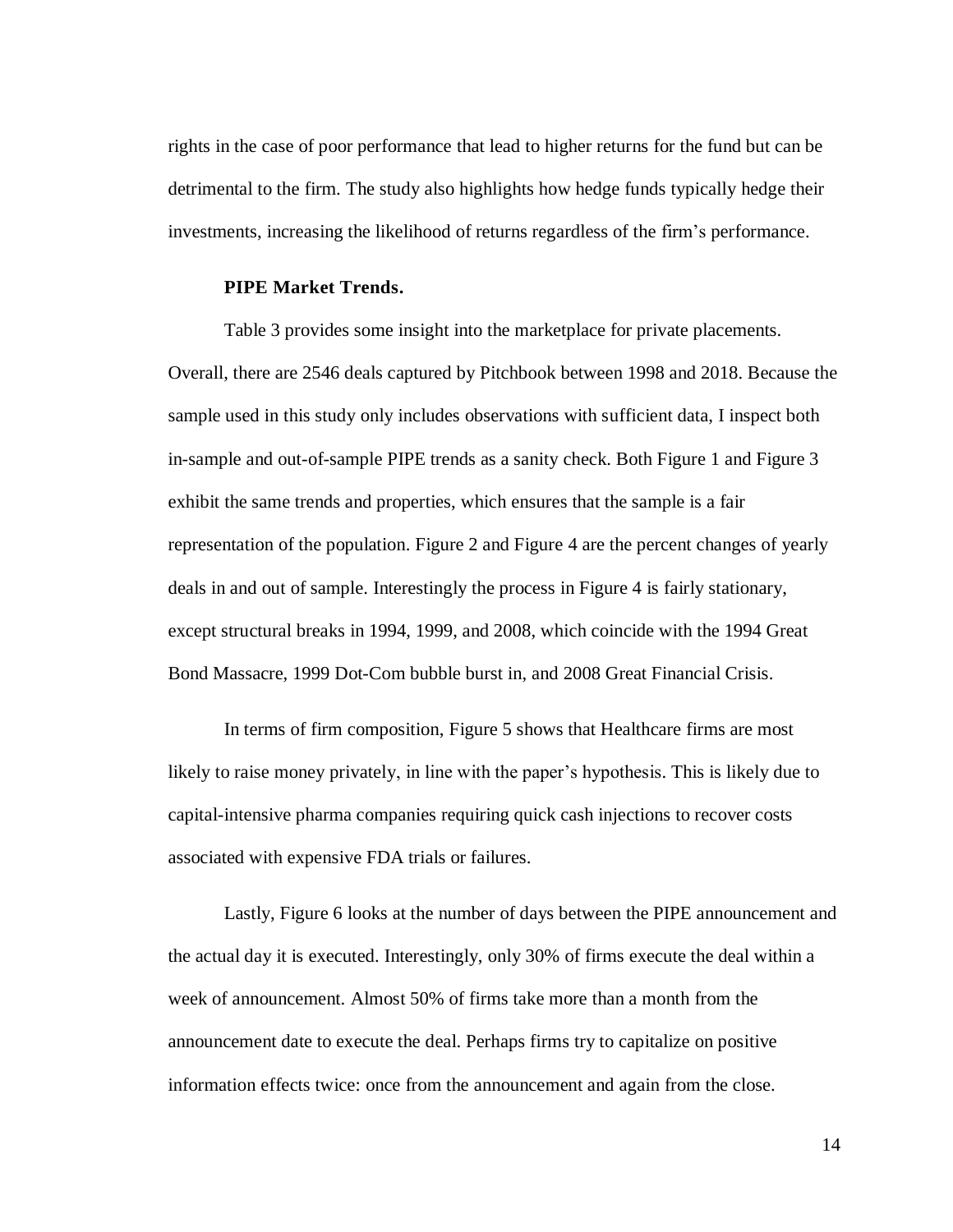rights in the case of poor performance that lead to higher returns for the fund but can be detrimental to the firm. The study also highlights how hedge funds typically hedge their investments, increasing the likelihood of returns regardless of the firm's performance.

### PIPE Market Trends.

Table 3 provides some insight into the marketplace for private placements. Overall, there are 2546 deals captured by Pitchbook between 1998 and 2018. Because the sample used in this study only includes observations with sufficient data, I inspect both in-sample and out-of-sample PIPE trends as a sanity check. Both Figure 1 and Figure 3 exhibit the same trends and properties, which ensures that the sample is a fair representation of the population. Figure 2 and Figure 4 are the percent changes of yearly deals in and out of sample. Interestingly the process in Figure 4 is fairly stationary, except structural breaks in 1994, 1999, and 2008, which coincide with the 1994 Great Bond Massacre, 1999 Dot-Com bubble burst in, and 2008 Great Financial Crisis.

In terms of firm composition, Figure 5 shows that Healthcare firms are most likely to raise money privately, in line with the paper's hypothesis. This is likely due to capital-intensive pharma companies requiring quick cash injections to recover costs associated with expensive FDA trials or failures.

Lastly, Figure 6 looks at the number of days between the PIPE announcement and the actual day it is executed. Interestingly, only 30% of firms execute the deal within a week of announcement. Almost 50% of firms take more than a month from the announcement date to execute the deal. Perhaps firms try to capitalize on positive information effects twice: once from the announcement and again from the close.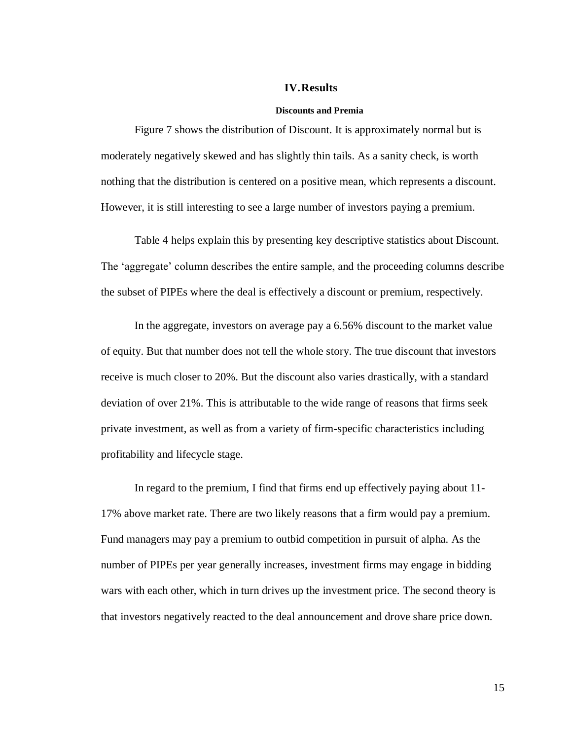# IV. Results

### Discounts and Premia

Figure 7 shows the distribution of Discount. It is approximately normal but is moderately negatively skewed and has slightly thin tails. As a sanity check, is worth nothing that the distribution is centered on a positive mean, which represents a discount. However, it is still interesting to see a large number of investors paying a premium.

Table 4 helps explain this by presenting key descriptive statistics about Discount. The 'aggregate' column describes the entire sample, and the proceeding columns describe the subset of PIPEs where the deal is effectively a discount or premium, respectively.

In the aggregate, investors on average pay a 6.56% discount to the market value of equity. But that number does not tell the whole story. The true discount that investors receive is much closer to 20%. But the discount also varies drastically, with a standard deviation of over 21%. This is attributable to the wide range of reasons that firms seek private investment, as well as from a variety of firm-specific characteristics including profitability and lifecycle stage.

In regard to the premium, I find that firms end up effectively paying about 11-17% above market rate. There are two likely reasons that a firm would pay a premium. Fund managers may pay a premium to outbid competition in pursuit of alpha. As the number of PIPEs per year generally increases, investment firms may engage in bidding wars with each other, which in turn drives up the investment price. The second theory is that investors negatively reacted to the deal announcement and drove share price down.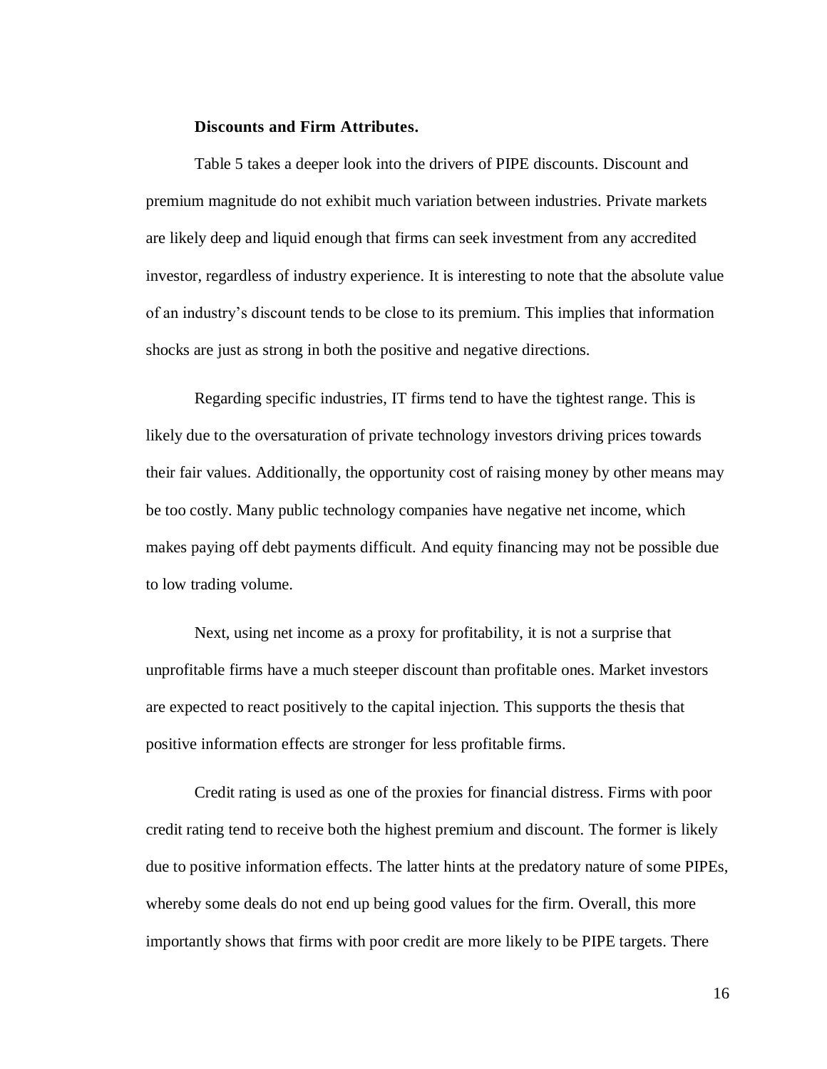**Discounts and Firm Attributes.**

Table 5 takes a deeper look into the drivers of PIPE discounts. Discount and premium magnitude do not exhibit much variation between industries. Private markets are likely deep and liquid enough that firms can seek investment from any accredited investor, regardless of industry experience. It is interesting to note that the absolute value of an industry's discount tends to be close to its premium. This implies that information shocks are just as strong in both the positive and negative directions.

Regarding specific industries, IT firms tend to have the tightest range. This is likely due to the oversaturation of private technology investors driving prices towards their fair values. Additionally, the opportunity cost of raising money by other means may be too costly. Many public technology companies have negative net income, which makes paying off debt payments difficult. And equity financing may not be possible due to low trading volume.

Next, using net income as a proxy for profitability, it is not a surprise that unprofitable firms have a much steeper discount than profitable ones. Market investors are expected to react positively to the capital injection. This supports the thesis that positive information effects are stronger for less profitable firms.

Credit rating is used as one of the proxies for financial distress. Firms with poor credit rating tend to receive both the highest premium and discount. The former is likely due to positive information effects. The latter hints at the predatory nature of some PIPEs, whereby some deals do not end up being good values for the firm. Overall, this more importantly shows that firms with poor credit are more likely to be PIPE targets. There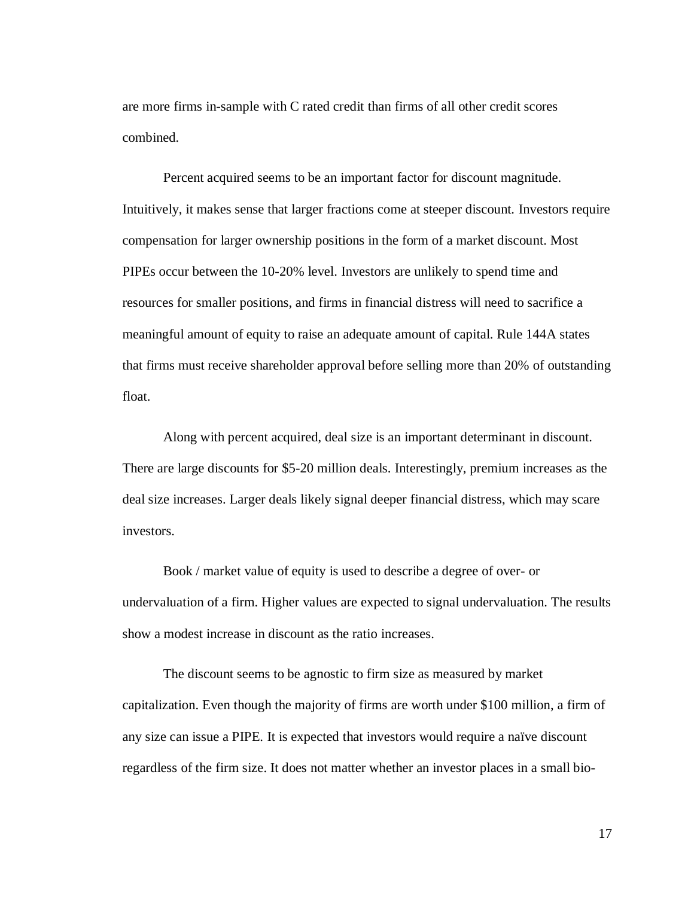are more firms in-sample with C rated credit than firms of all other credit scores combined.

Percent acquired seems to be an important factor for discount magnitude. Intuitively, it makes sense that larger fractions come at steeper discount. Investors require compensation for larger ownership positions in the form of a market discount. Most PIPEs occur between the 10-20% level. Investors are unlikely to spend time and resources for smaller positions, and firms in financial distress will need to sacrifice a meaningful amount of equity to raise an adequate amount of capital. Rule 144A states that firms must receive shareholder approval before selling more than 20% of outstanding float.

Along with percent acquired, deal size is an important determinant in discount. There are large discounts for $5-20 million deals. Interestingly, premium increases as the deal size increases. Larger deals likely signal deeper financial distress, which may scare investors.

Book / market value of equity is used to describe a degree of over- or undervaluation of a firm. Higher values are expected to signal undervaluation. The results show a modest increase in discount as the ratio increases.

The discount seems to be agnostic to firm size as measured by market capitalization. Even though the majority of firms are worth under $100 million, a firm of any size can issue a PIPE. It is expected that investors would require a naïve discount regardless of the firm size. It does not matter whether an investor places in a small bio-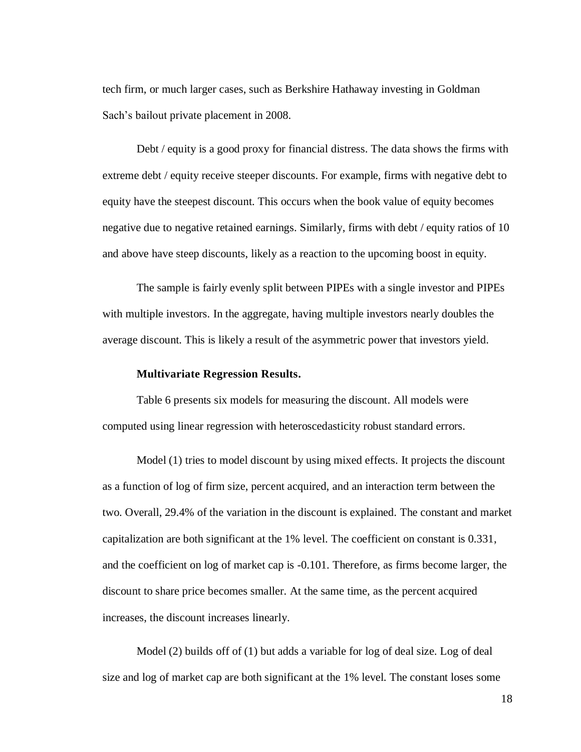tech firm, or much larger cases, such as Berkshire Hathaway investing in Goldman Sach's bailout private placement in 2008.

Debt / equity is a good proxy for financial distress. The data shows the firms with extreme debt / equity receive steeper discounts. For example, firms with negative debt to equity have the steepest discount. This occurs when the book value of equity becomes negative due to negative retained earnings. Similarly, firms with debt / equity ratios of 10 and above have steep discounts, likely as a reaction to the upcoming boost in equity.

The sample is fairly evenly split between PIPEs with a single investor and PIPEs with multiple investors. In the aggregate, having multiple investors nearly doubles the average discount. This is likely a result of the asymmetric power that investors yield.

**Multivariate Regression Results.**

Table 6 presents six models for measuring the discount. All models were computed using linear regression with heteroscedasticity robust standard errors.

Model (1) tries to model discount by using mixed effects. It projects the discount as a function of log of firm size, percent acquired, and an interaction term between the two. Overall, 29.4% of the variation in the discount is explained. The constant and market capitalization are both significant at the 1% level. The coefficient on constant is 0.331, and the coefficient on log of market cap is -0.101. Therefore, as firms become larger, the discount to share price becomes smaller. At the same time, as the percent acquired increases, the discount increases linearly.

Model (2) builds off of (1) but adds a variable for log of deal size. Log of deal size and log of market cap are both significant at the 1% level. The constant loses some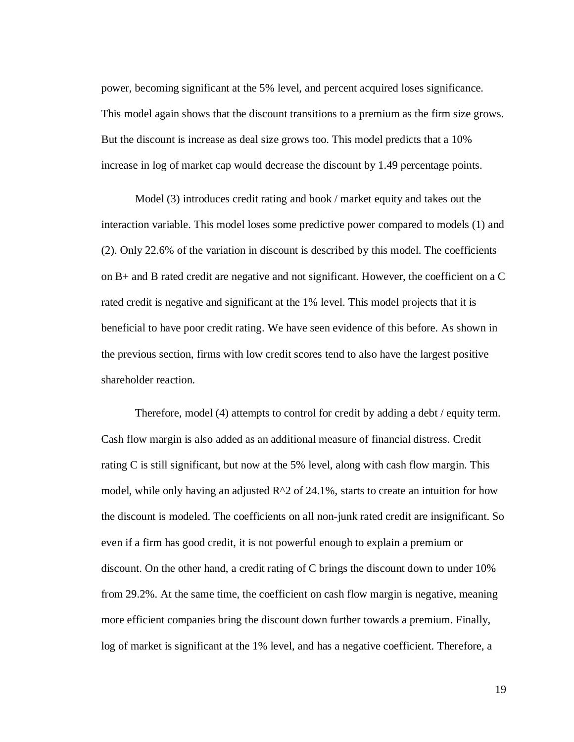power, becoming significant at the 5% level, and percent acquired loses significance. This model again shows that the discount transitions to a premium as the firm size grows. But the discount is increase as deal size grows too. This model predicts that a 10% increase in log of market cap would decrease the discount by 1.49 percentage points.

Model (3) introduces credit rating and book / market equity and takes out the interaction variable. This model loses some predictive power compared to models (1) and (2). Only 22.6% of the variation in discount is described by this model. The coefficients on B+ and B rated credit are negative and not significant. However, the coefficient on a C rated credit is negative and significant at the 1% level. This model projects that it is beneficial to have poor credit rating. We have seen evidence of this before. As shown in the previous section, firms with low credit scores tend to also have the largest positive shareholder reaction.

Therefore, model (4) attempts to control for credit by adding a debt / equity term. Cash flow margin is also added as an additional measure of financial distress. Credit rating C is still significant, but now at the 5% level, along with cash flow margin. This model, while only having an adjusted $R^2$ of 24.1%, starts to create an intuition for how the discount is modeled. The coefficients on all non-junk rated credit are insignificant. So even if a firm has good credit, it is not powerful enough to explain a premium or discount. On the other hand, a credit rating of C brings the discount down to under 10% from 29.2%. At the same time, the coefficient on cash flow margin is negative, meaning more efficient companies bring the discount down further towards a premium. Finally, log of market is significant at the 1% level, and has a negative coefficient. Therefore, a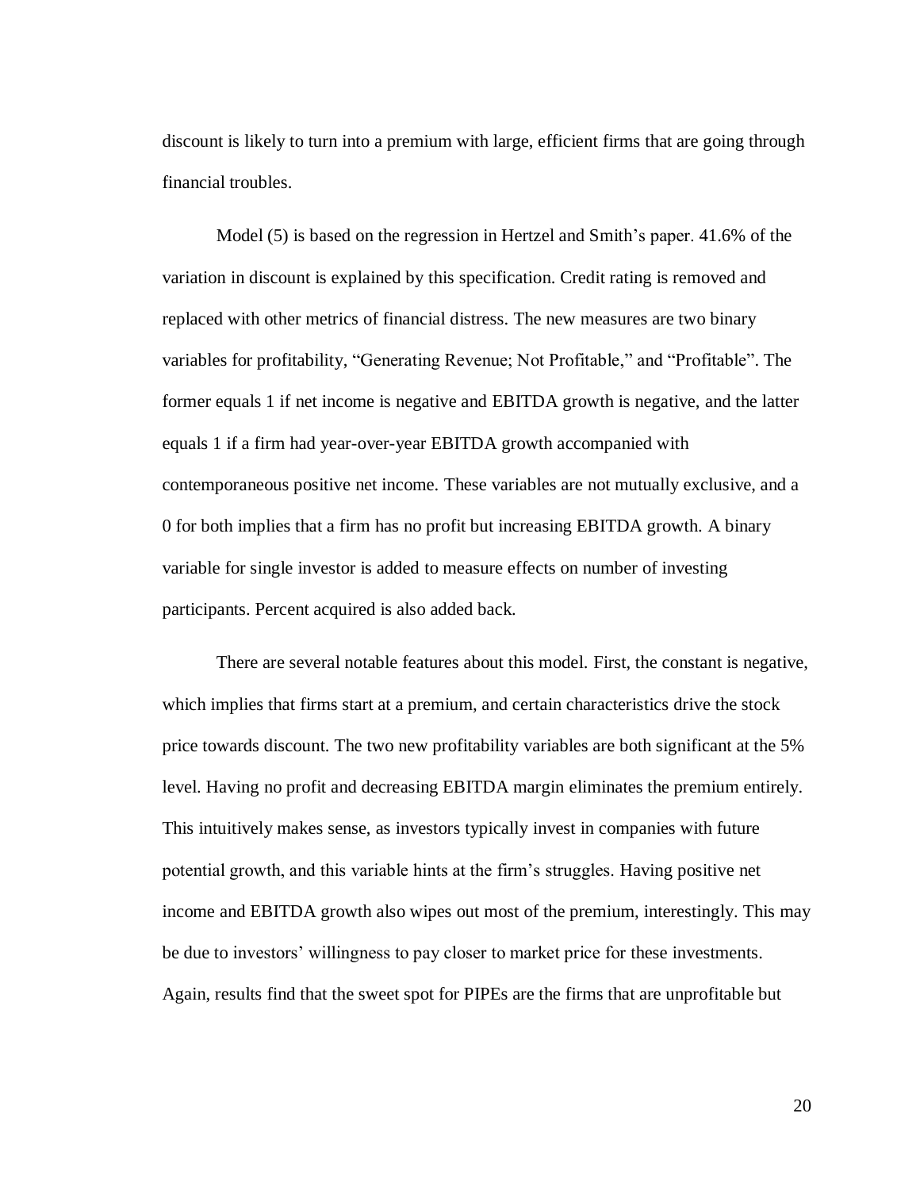discount is likely to turn into a premium with large, efficient firms that are going through financial troubles.

Model (5) is based on the regression in Hertzel and Smith's paper. 41.6% of the variation in discount is explained by this specification. Credit rating is removed and replaced with other metrics of financial distress. The new measures are two binary variables for profitability, "Generating Revenue; Not Profitable," and "Profitable". The former equals 1 if net income is negative and EBITDA growth is negative, and the latter equals 1 if a firm had year-over-year EBITDA growth accompanied with contemporaneous positive net income. These variables are not mutually exclusive, and a 0 for both implies that a firm has no profit but increasing EBITDA growth. A binary variable for single investor is added to measure effects on number of investing participants. Percent acquired is also added back.

There are several notable features about this model. First, the constant is negative, which implies that firms start at a premium, and certain characteristics drive the stock price towards discount. The two new profitability variables are both significant at the 5% level. Having no profit and decreasing EBITDA margin eliminates the premium entirely. This intuitively makes sense, as investors typically invest in companies with future potential growth, and this variable hints at the firm's struggles. Having positive net income and EBITDA growth also wipes out most of the premium, interestingly. This may be due to investors' willingness to pay closer to market price for these investments. Again, results find that the sweet spot for PIPEs are the firms that are unprofitable but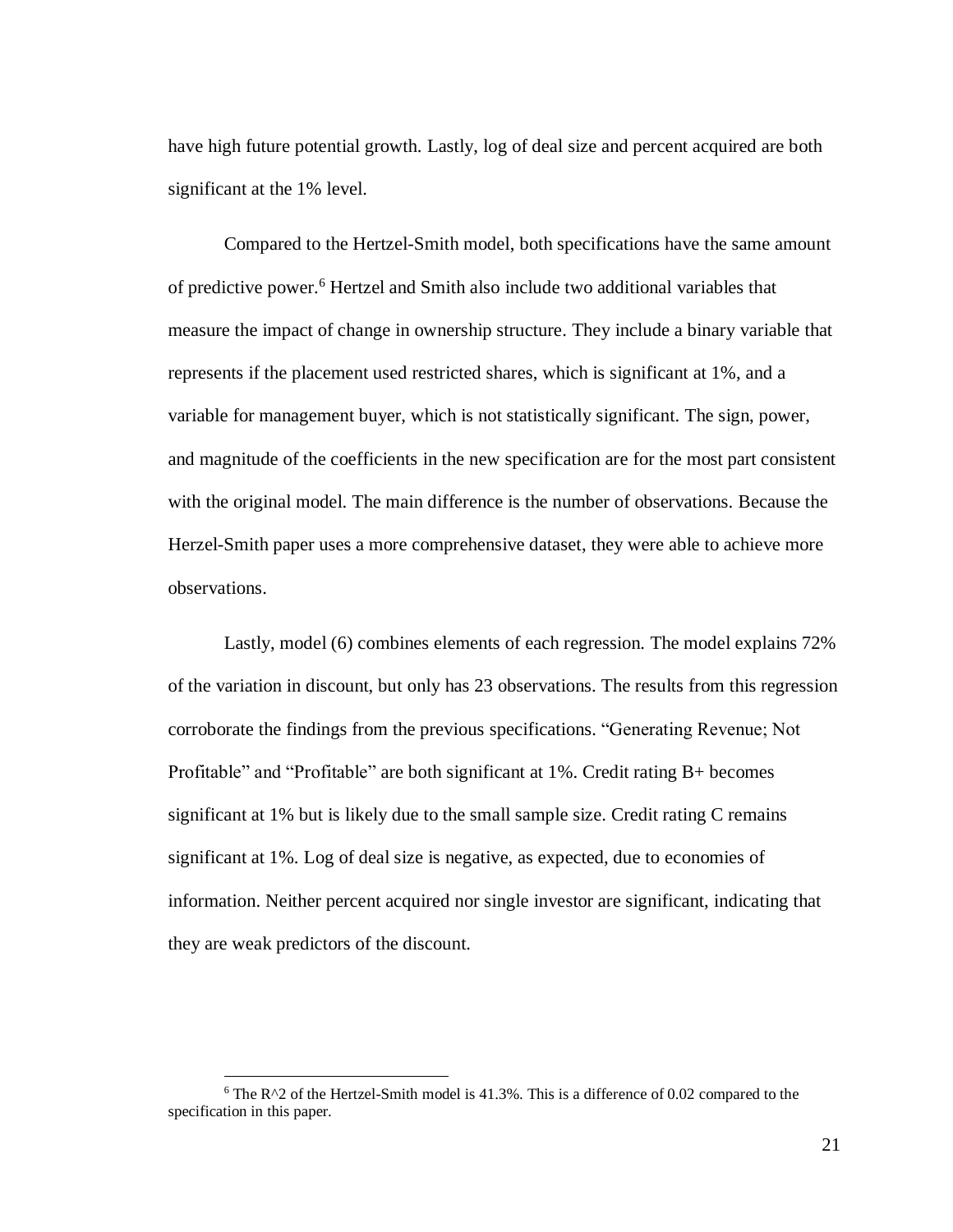have high future potential growth. Lastly, log of deal size and percent acquired are both significant at the 1% level.

Compared to the Hertzel-Smith model, both specifications have the same amount of predictive power.[6] Hertzel and Smith also include two additional variables that measure the impact of change in ownership structure. They include a binary variable that represents if the placement used restricted shares, which is significant at 1%, and a variable for management buyer, which is not statistically significant. The sign, power, and magnitude of the coefficients in the new specification are for the most part consistent with the original model. The main difference is the number of observations. Because the Herzel-Smith paper uses a more comprehensive dataset, they were able to achieve more observations.

Lastly, model (6) combines elements of each regression. The model explains 72% of the variation in discount, but only has 23 observations. The results from this regression corroborate the findings from the previous specifications. "Generating Revenue; Not Profitable" and "Profitable" are both significant at 1%. Credit rating B+ becomes significant at 1% but is likely due to the small sample size. Credit rating C remains significant at 1%. Log of deal size is negative, as expected, due to economies of information. Neither percent acquired nor single investor are significant, indicating that they are weak predictors of the discount.

[6] The R^2 of the Hertzel-Smith model is 41.3%. This is a difference of 0.02 compared to the specification in this paper.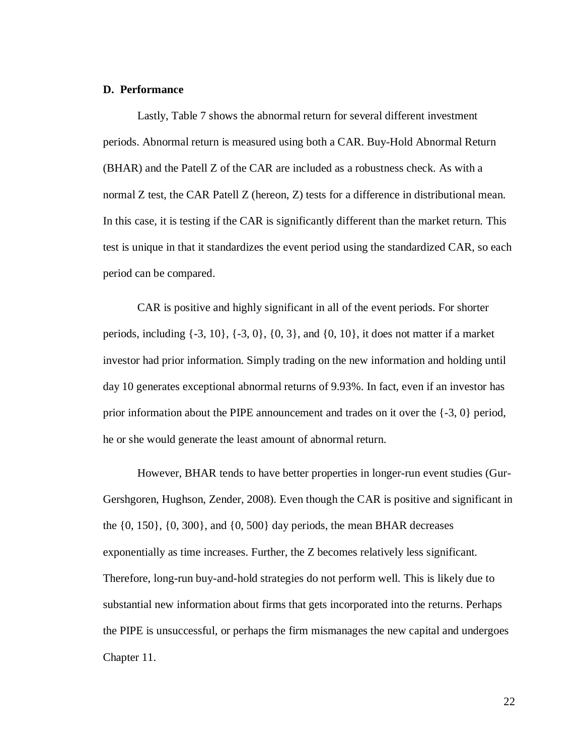### D. Performance

Lastly, Table 7 shows the abnormal return for several different investment periods. Abnormal return is measured using both a CAR. Buy-Hold Abnormal Return (BHAR) and the Patell Z of the CAR are included as a robustness check. As with a normal Z test, the CAR Patell Z (hereon, Z) tests for a difference in distributional mean. In this case, it is testing if the CAR is significantly different than the market return. This test is unique in that it standardizes the event period using the standardized CAR, so each period can be compared.

CAR is positive and highly significant in all of the event periods. For shorter periods, including {-3, 10}, {-3, 0}, {0, 3}, and {0, 10}, it does not matter if a market investor had prior information. Simply trading on the new information and holding until day 10 generates exceptional abnormal returns of 9.93%. In fact, even if an investor has prior information about the PIPE announcement and trades on it over the {-3, 0} period, he or she would generate the least amount of abnormal return.

However, BHAR tends to have better properties in longer-run event studies (Gur-Gershgoren, Hughson, Zender, 2008). Even though the CAR is positive and significant in the {0, 150}, {0, 300}, and {0, 500} day periods, the mean BHAR decreases exponentially as time increases. Further, the Z becomes relatively less significant. Therefore, long-run buy-and-hold strategies do not perform well. This is likely due to substantial new information about firms that gets incorporated into the returns. Perhaps the PIPE is unsuccessful, or perhaps the firm mismanages the new capital and undergoes Chapter 11.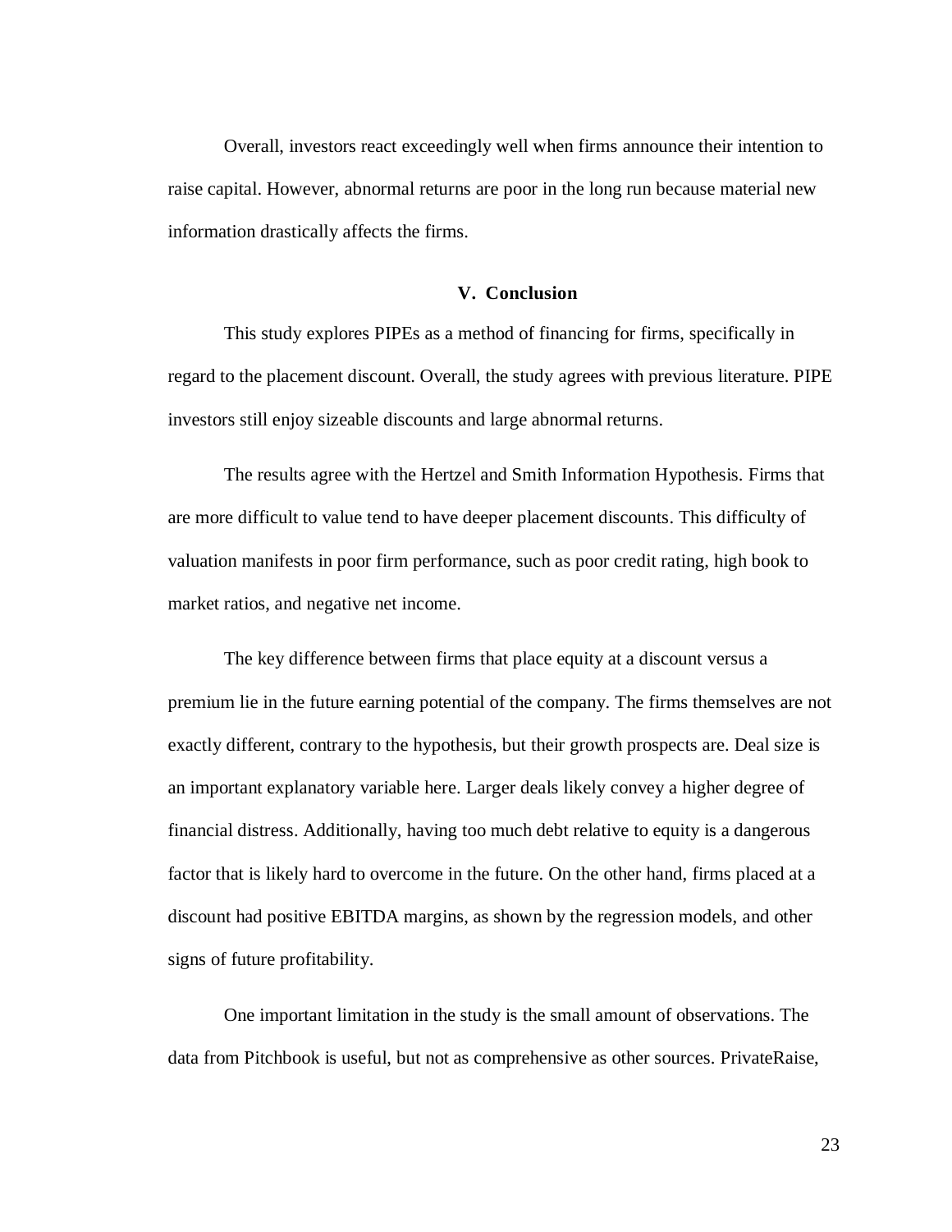Overall, investors react exceedingly well when firms announce their intention to raise capital. However, abnormal returns are poor in the long run because material new information drastically affects the firms.

## V. Conclusion

This study explores PIPEs as a method of financing for firms, specifically in regard to the placement discount. Overall, the study agrees with previous literature. PIPE investors still enjoy sizeable discounts and large abnormal returns.

The results agree with the Hertzel and Smith Information Hypothesis. Firms that are more difficult to value tend to have deeper placement discounts. This difficulty of valuation manifests in poor firm performance, such as poor credit rating, high book to market ratios, and negative net income.

The key difference between firms that place equity at a discount versus a premium lie in the future earning potential of the company. The firms themselves are not exactly different, contrary to the hypothesis, but their growth prospects are. Deal size is an important explanatory variable here. Larger deals likely convey a higher degree of financial distress. Additionally, having too much debt relative to equity is a dangerous factor that is likely hard to overcome in the future. On the other hand, firms placed at a discount had positive EBITDA margins, as shown by the regression models, and other signs of future profitability.

One important limitation in the study is the small amount of observations. The data from Pitchbook is useful, but not as comprehensive as other sources. PrivateRaise,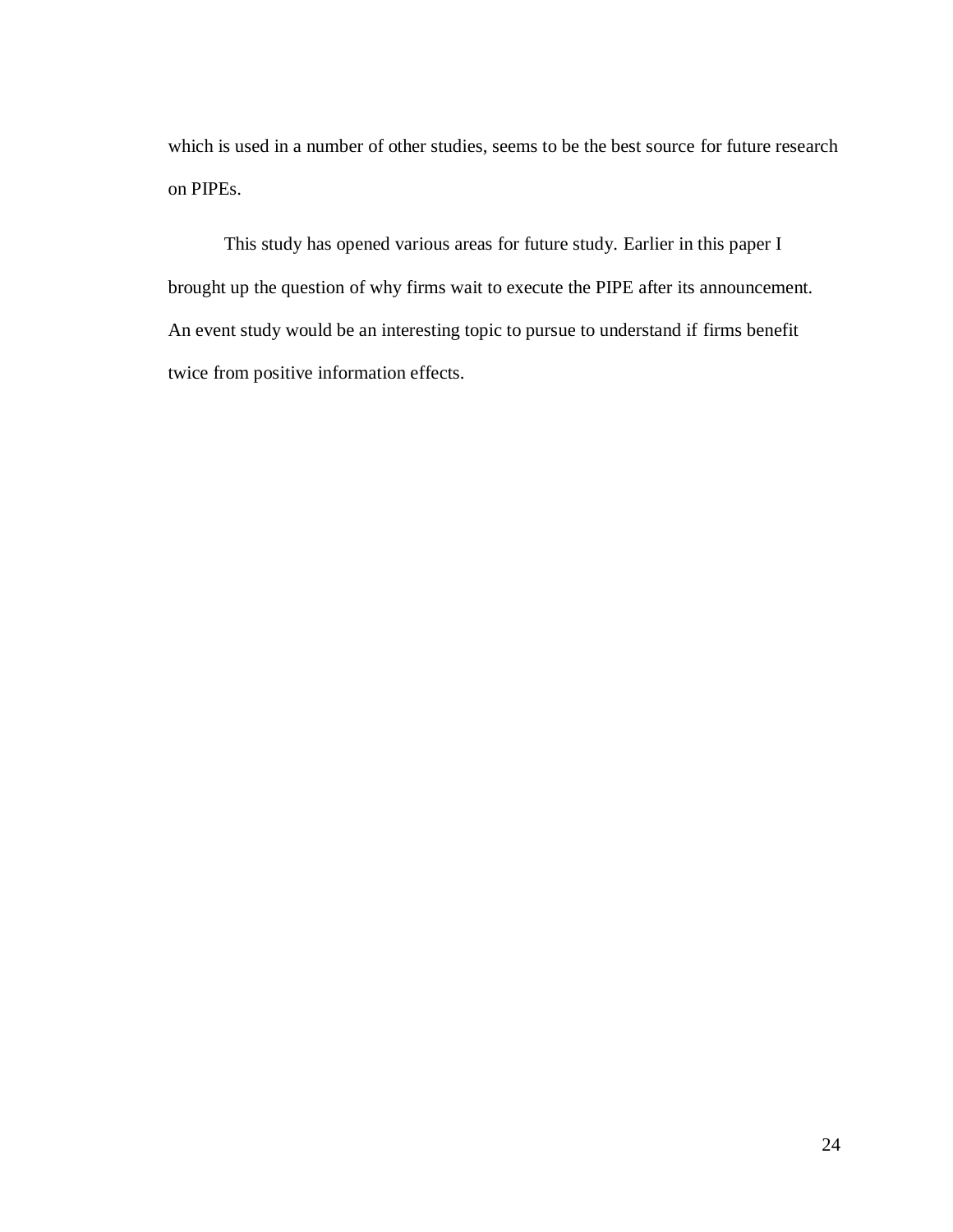which is used in a number of other studies, seems to be the best source for future research on PIPEs.

This study has opened various areas for future study. Earlier in this paper I brought up the question of why firms wait to execute the PIPE after its announcement. An event study would be an interesting topic to pursue to understand if firms benefit twice from positive information effects.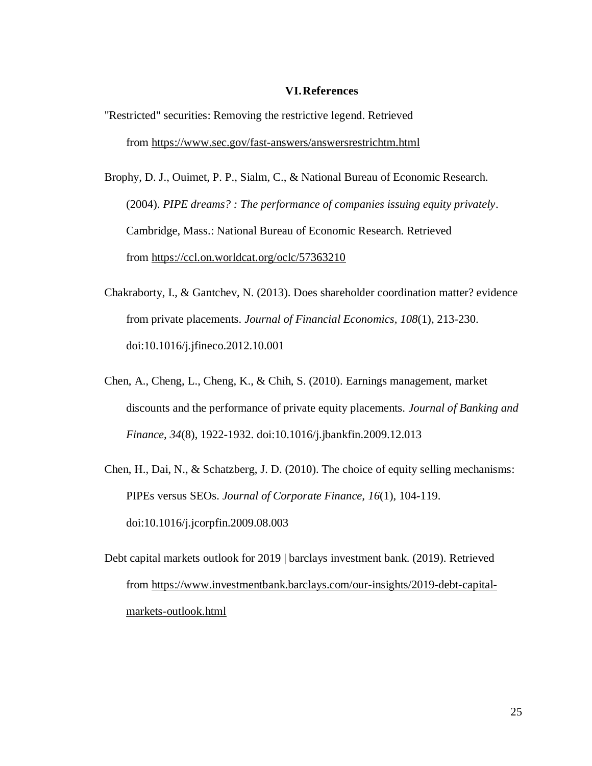## VI. References

"Restricted" securities: Removing the restrictive legend. Retrieved from https://www.sec.gov/fast-answers/answersrestrichtm.html

Brophy, D. J., Ouimet, P. P., Sialm, C., & National Bureau of Economic Research. (2004). *PIPE dreams? : The performance of companies issuing equity privately*. Cambridge, Mass.: National Bureau of Economic Research. Retrieved from https://ccl.on.worldcat.org/oclc/57363210

Chakraborty, I., & Gantchev, N. (2013). Does shareholder coordination matter? evidence from private placements. *Journal of Financial Economics, 108*(1), 213-230. doi:10.1016/j.jfineco.2012.10.001

Chen, A., Cheng, L., Cheng, K., & Chih, S. (2010). Earnings management, market discounts and the performance of private equity placements. *Journal of Banking and Finance, 34*(8), 1922-1932. doi:10.1016/j.jbankfin.2009.12.013

Chen, H., Dai, N., & Schatzberg, J. D. (2010). The choice of equity selling mechanisms: PIPEs versus SEOs. *Journal of Corporate Finance, 16*(1), 104-119. doi:10.1016/j.jcorpfin.2009.08.003

Debt capital markets outlook for 2019 | barclays investment bank. (2019). Retrieved from https://www.investmentbank.barclays.com/our-insights/2019-debt-capital-markets-outlook.html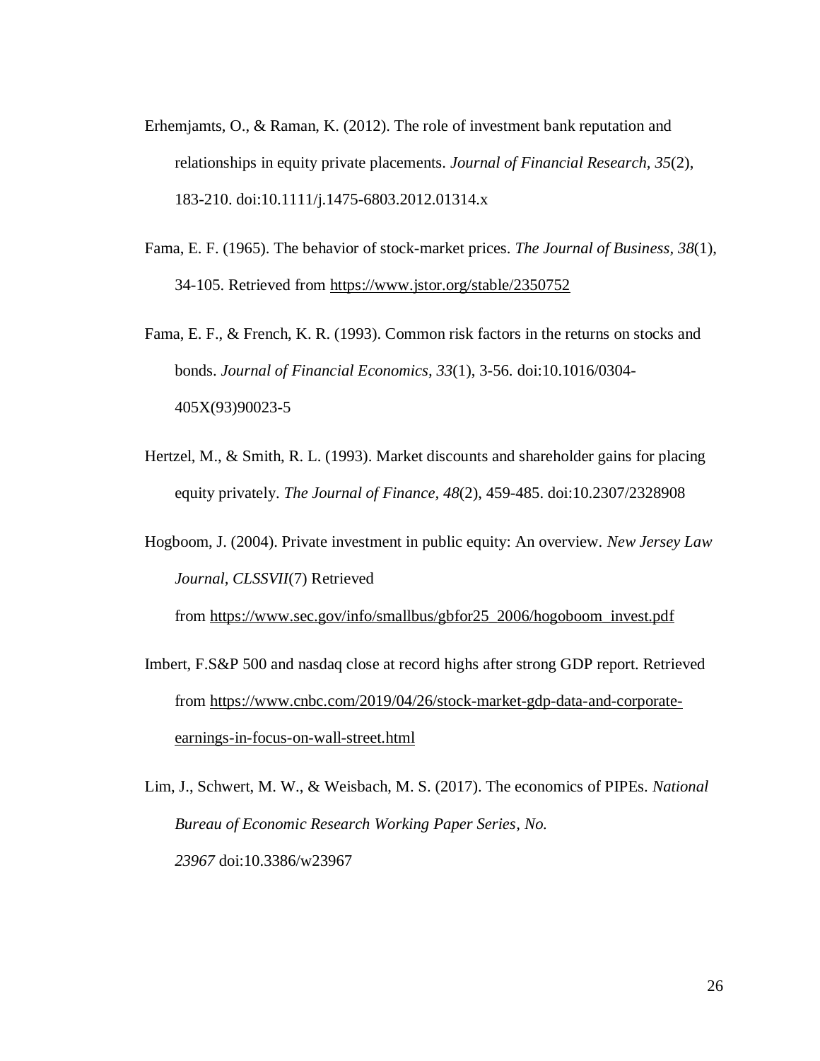Erhemjamts, O., & Raman, K. (2012). The role of investment bank reputation and relationships in equity private placements. *Journal of Financial Research, 35*(2), 183-210. doi:10.1111/j.1475-6803.2012.01314.x

Fama, E. F. (1965). The behavior of stock-market prices. *The Journal of Business, 38*(1), 34-105. Retrieved from https://www.jstor.org/stable/2350752

Fama, E. F., & French, K. R. (1993). Common risk factors in the returns on stocks and bonds. *Journal of Financial Economics, 33*(1), 3-56. doi:10.1016/0304-405X(93)90023-5

Hertzel, M., & Smith, R. L. (1993). Market discounts and shareholder gains for placing equity privately. *The Journal of Finance, 48*(2), 459-485. doi:10.2307/2328908

Hogboom, J. (2004). Private investment in public equity: An overview. *New Jersey Law Journal, CLSSVII*(7) Retrieved from https://www.sec.gov/info/smallbus/gbfor25_2006/hogoboom_invest.pdf

Imbert, F.S&P 500 and nasdaq close at record highs after strong GDP report. Retrieved from https://www.cnbc.com/2019/04/26/stock-market-gdp-data-and-corporate-earnings-in-focus-on-wall-street.html

Lim, J., Schwert, M. W., & Weisbach, M. S. (2017). The economics of PIPEs. *National Bureau of Economic Research Working Paper Series, No. 23967* doi:10.3386/w23967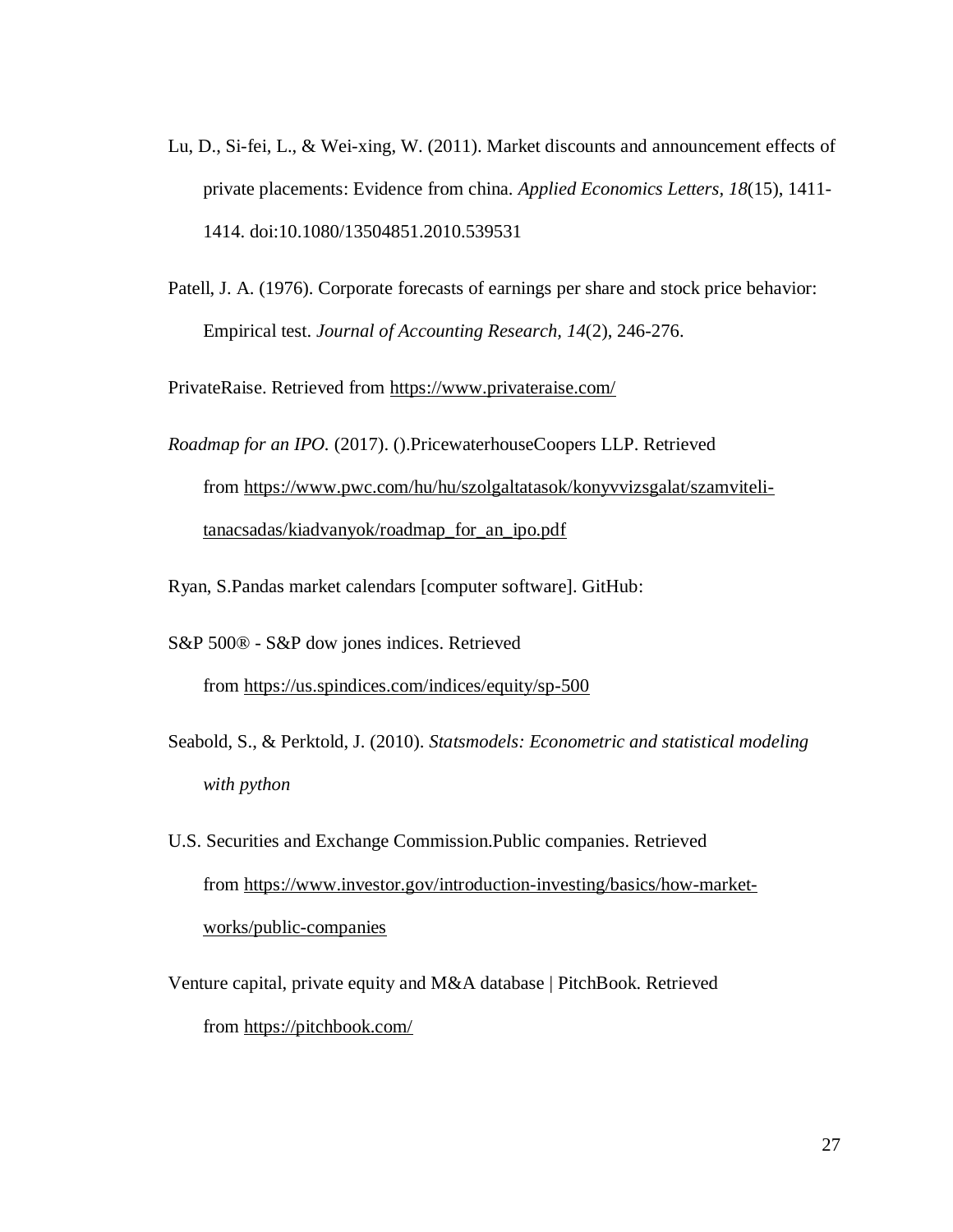Lu, D., Si-fei, L., & Wei-xing, W. (2011). Market discounts and announcement effects of private placements: Evidence from china. *Applied Economics Letters, 18*(15), 1411-1414. doi:10.1080/13504851.2010.539531

Patell, J. A. (1976). Corporate forecasts of earnings per share and stock price behavior: Empirical test. *Journal of Accounting Research, 14*(2), 246-276.

PrivateRaise. Retrieved from https://www.privateraise.com/

*Roadmap for an IPO.* (2017). ().PricewaterhouseCoopers LLP. Retrieved from https://www.pwc.com/hu/hu/szolgaltatasok/konyvvizsgalat/szamviteli-tanacsadas/kiadvanyok/roadmap_for_an_ipo.pdf

Ryan, S.Pandas market calendars [computer software]. GitHub:

S&P 500® - S&P dow jones indices. Retrieved from https://us.spindices.com/indices/equity/sp-500

Seabold, S., & Perktold, J. (2010). *Statsmodels: Econometric and statistical modeling with python*

U.S. Securities and Exchange Commission.Public companies. Retrieved from https://www.investor.gov/introduction-investing/basics/how-market-works/public-companies

Venture capital, private equity and M&A database | PitchBook. Retrieved from https://pitchbook.com/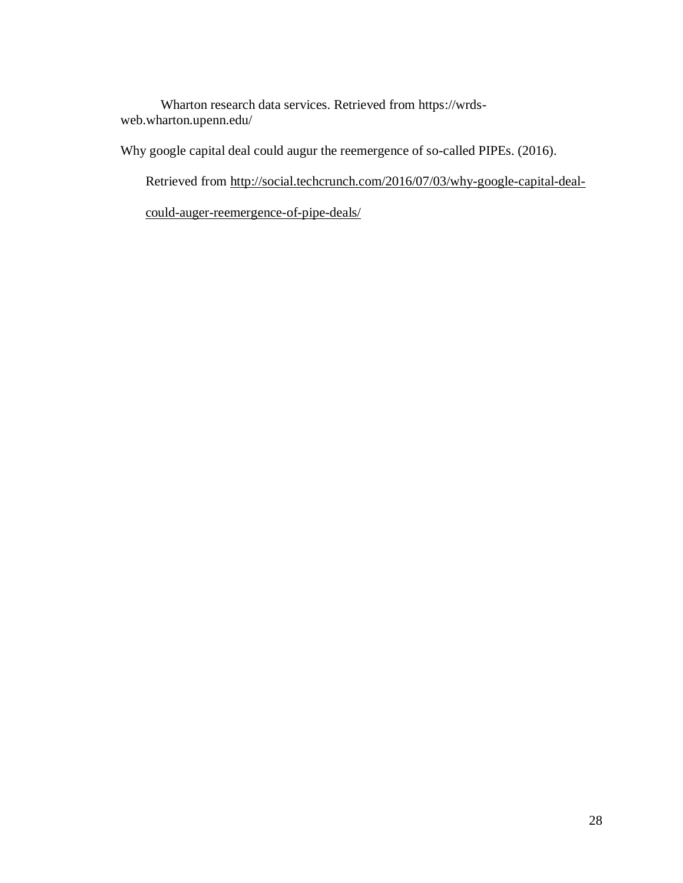Wharton research data services. Retrieved from https://wrds-web.wharton.upenn.edu/

Why google capital deal could augur the reemergence of so-called PIPEs. (2016).

Retrieved from http://social.techcrunch.com/2016/07/03/why-google-capital-deal-could-auger-reemergence-of-pipe-deals/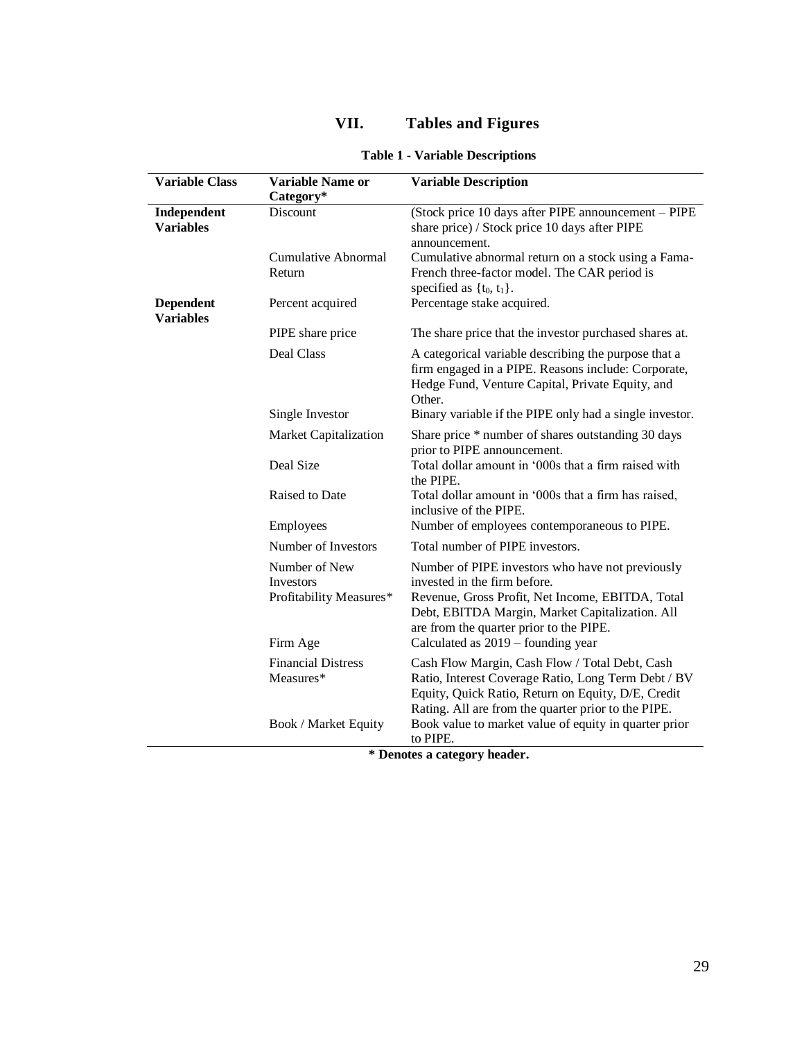# VII. Tables and Figures

**Table 1 - Variable Descriptions**

| Variable Class | Variable Name or Category* | Variable Description |
|---|---|---|
| **Independent Variables** | Discount | (Stock price 10 days after PIPE announcement – PIPE share price) / Stock price 10 days after PIPE announcement. |
| | Cumulative Abnormal Return | Cumulative abnormal return on a stock using a Fama-French three-factor model. The CAR period is specified as $\{t_0, t_1\}$. |
| **Dependent Variables** | Percent acquired | Percentage stake acquired. |
| | PIPE share price | The share price that the investor purchased shares at. |
| | Deal Class | A categorical variable describing the purpose that a firm engaged in a PIPE. Reasons include: Corporate, Hedge Fund, Venture Capital, Private Equity, and Other. |
| | Single Investor | Binary variable if the PIPE only had a single investor. |
| | Market Capitalization | Share price * number of shares outstanding 30 days prior to PIPE announcement. |
| | Deal Size | Total dollar amount in '000s that a firm raised with the PIPE. |
| | Raised to Date | Total dollar amount in '000s that a firm has raised, inclusive of the PIPE. |
| | Employees | Number of employees contemporaneous to PIPE. |
| | Number of Investors | Total number of PIPE investors. |
| | Number of New Investors | Number of PIPE investors who have not previously invested in the firm before. |
| | Profitability Measures* | Revenue, Gross Profit, Net Income, EBITDA, Total Debt, EBITDA Margin, Market Capitalization. All are from the quarter prior to the PIPE. |
| | Firm Age | Calculated as 2019 – founding year |
| | Financial Distress Measures* | Cash Flow Margin, Cash Flow / Total Debt, Cash Ratio, Interest Coverage Ratio, Long Term Debt / BV Equity, Quick Ratio, Return on Equity, D/E, Credit Rating. All are from the quarter prior to the PIPE. |
| | Book / Market Equity | Book value to market value of equity in quarter prior to PIPE. |

**\* Denotes a category header.**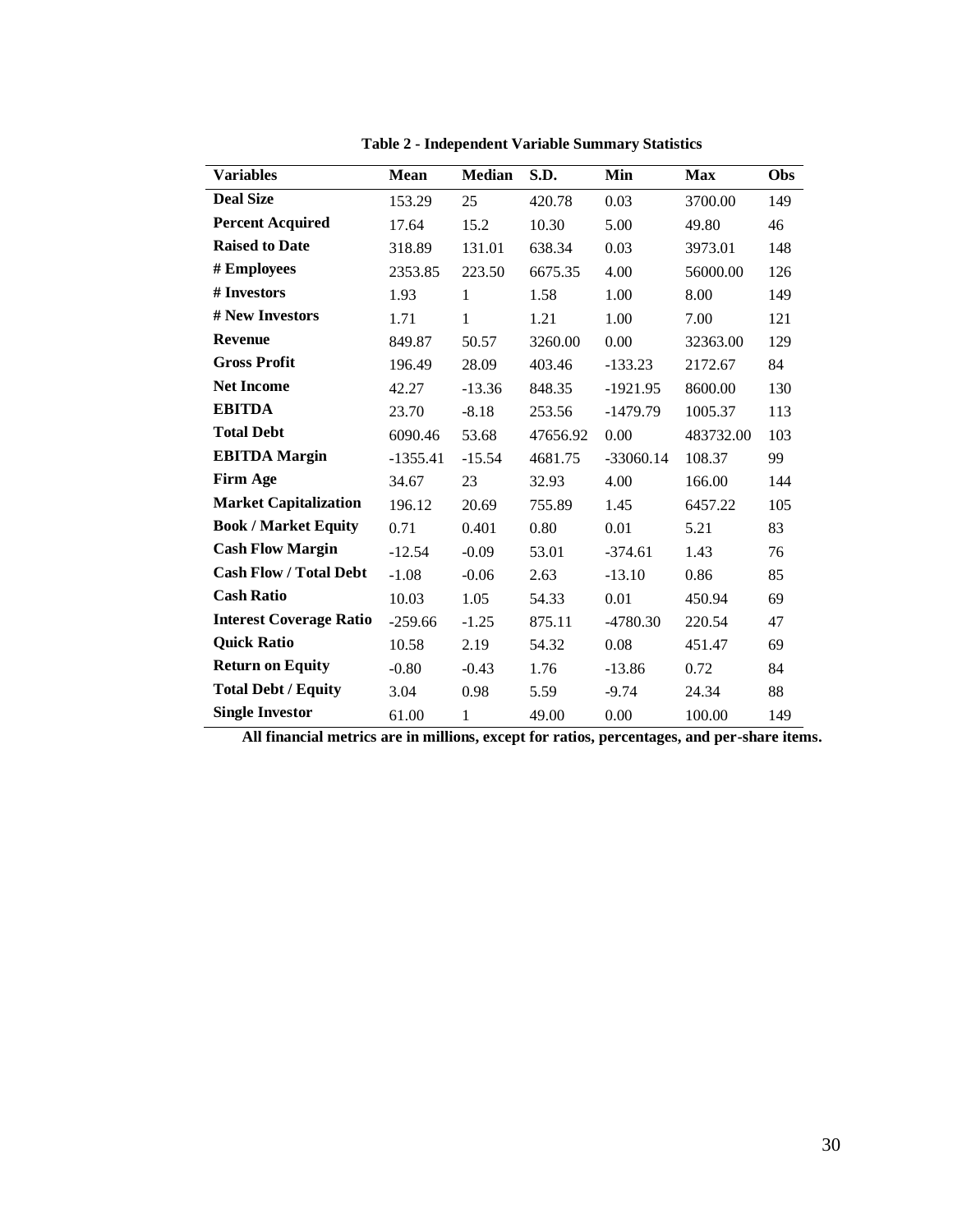**Table 2 - Independent Variable Summary Statistics**

| Variables | Mean | Median | S.D. | Min | Max | Obs |
|---|---|---|---|---|---|---|
| **Deal Size** | 153.29 | 25 | 420.78 | 0.03 | 3700.00 | 149 |
| **Percent Acquired** | 17.64 | 15.2 | 10.30 | 5.00 | 49.80 | 46 |
| **Raised to Date** | 318.89 | 131.01 | 638.34 | 0.03 | 3973.01 | 148 |
| **# Employees** | 2353.85 | 223.50 | 6675.35 | 4.00 | 56000.00 | 126 |
| **# Investors** | 1.93 | 1 | 1.58 | 1.00 | 8.00 | 149 |
| **# New Investors** | 1.71 | 1 | 1.21 | 1.00 | 7.00 | 121 |
| **Revenue** | 849.87 | 50.57 | 3260.00 | 0.00 | 32363.00 | 129 |
| **Gross Profit** | 196.49 | 28.09 | 403.46 | -133.23 | 2172.67 | 84 |
| **Net Income** | 42.27 | -13.36 | 848.35 | -1921.95 | 8600.00 | 130 |
| **EBITDA** | 23.70 | -8.18 | 253.56 | -1479.79 | 1005.37 | 113 |
| **Total Debt** | 6090.46 | 53.68 | 47656.92 | 0.00 | 483732.00 | 103 |
| **EBITDA Margin** | -1355.41 | -15.54 | 4681.75 | -33060.14 | 108.37 | 99 |
| **Firm Age** | 34.67 | 23 | 32.93 | 4.00 | 166.00 | 144 |
| **Market Capitalization** | 196.12 | 20.69 | 755.89 | 1.45 | 6457.22 | 105 |
| **Book / Market Equity** | 0.71 | 0.401 | 0.80 | 0.01 | 5.21 | 83 |
| **Cash Flow Margin** | -12.54 | -0.09 | 53.01 | -374.61 | 1.43 | 76 |
| **Cash Flow / Total Debt** | -1.08 | -0.06 | 2.63 | -13.10 | 0.86 | 85 |
| **Cash Ratio** | 10.03 | 1.05 | 54.33 | 0.01 | 450.94 | 69 |
| **Interest Coverage Ratio** | -259.66 | -1.25 | 875.11 | -4780.30 | 220.54 | 47 |
| **Quick Ratio** | 10.58 | 2.19 | 54.32 | 0.08 | 451.47 | 69 |
| **Return on Equity** | -0.80 | -0.43 | 1.76 | -13.86 | 0.72 | 84 |
| **Total Debt / Equity** | 3.04 | 0.98 | 5.59 | -9.74 | 24.34 | 88 |
| **Single Investor** | 61.00 | 1 | 49.00 | 0.00 | 100.00 | 149 |

**All financial metrics are in millions, except for ratios, percentages, and per-share items.**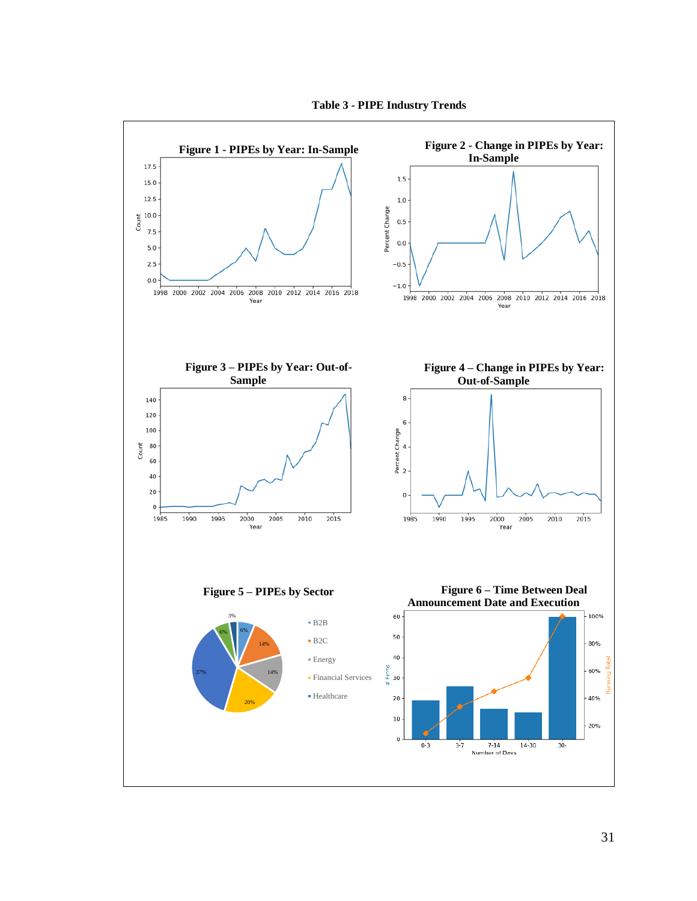**Table 3 - PIPE Industry Trends**

**Figure 1 - PIPEs by Year: In-Sample**

Count

17.5
15.0
12.5
10.0
7.5
5.0
2.5
0.0

1998 2000 2002 2004 2006 2008 2010 2012 2014 2016 2018

Year

**Figure 2 - Change in PIPEs by Year: In-Sample**

Percent Change

1.5
1.0
0.5
0.0
−0.5
−1.0

1998 2000 2002 2004 2006 2008 2010 2012 2014 2016 2018

Year

**Figure 3 – PIPEs by Year: Out-of-Sample**

Count

140
120
100
80
60
40
20
0

1985 1990 1995 2000 2005 2010 2015

Year

**Figure 4 – Change in PIPEs by Year: Out-of-Sample**

Percent Change

8
6
4
2
0

1985 1990 1995 2000 2005 2010 2015

Year

**Figure 5 – PIPEs by Sector**

3%
6%
6%
14%
14%
20%
37%

B2B
B2C
Energy
Financial Services
Healthcare

**Figure 6 – Time Between Deal Announcement Date and Execution**

# Firms

60
50
40
30
20
10
0

Running Total

100%
80%
60%
40%
20%

0-3 3-7 7-14 14-30 30-

Number of Days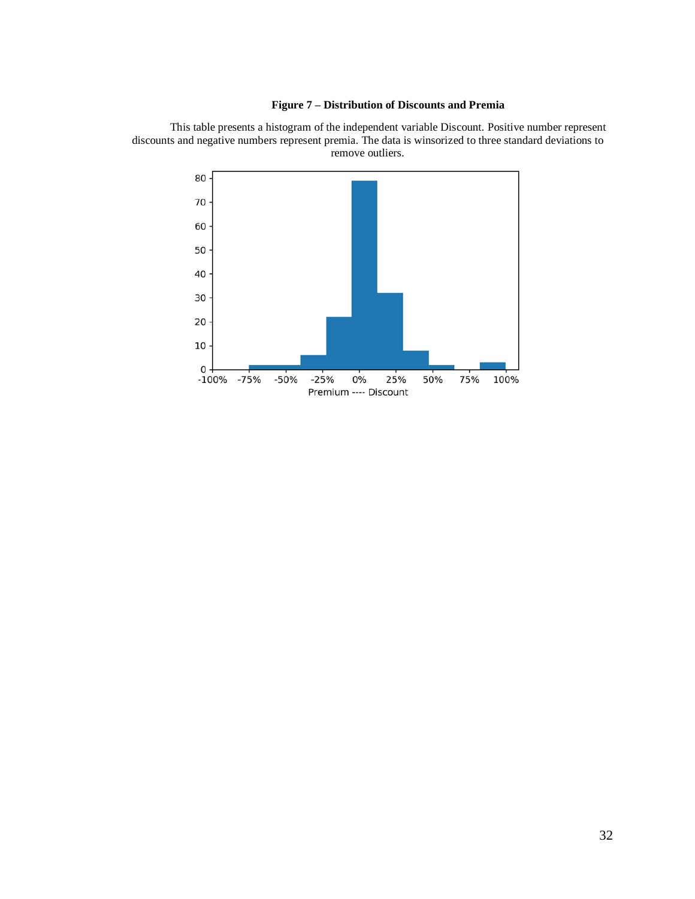**Figure 7 – Distribution of Discounts and Premia**

This table presents a histogram of the independent variable Discount. Positive number represent discounts and negative numbers represent premia. The data is winsorized to three standard deviations to remove outliers.

80
70
60
50
40
30
20
10
0
-100% -75% -50% -25% 0% 25% 50% 75% 100%
Premium ---- Discount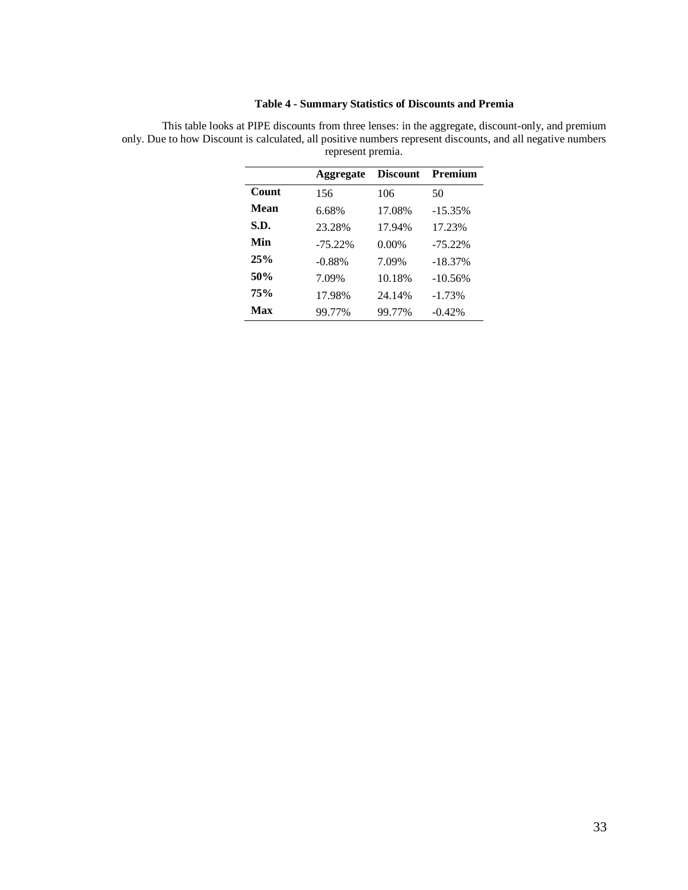**Table 4 - Summary Statistics of Discounts and Premia**

This table looks at PIPE discounts from three lenses: in the aggregate, discount-only, and premium only. Due to how Discount is calculated, all positive numbers represent discounts, and all negative numbers represent premia.

| | Aggregate | Discount | Premium |
|---|---|---|---|
| **Count** | 156 | 106 | 50 |
| **Mean** | 6.68% | 17.08% | -15.35% |
| **S.D.** | 23.28% | 17.94% | 17.23% |
| **Min** | -75.22% | 0.00% | -75.22% |
| **25%** | -0.88% | 7.09% | -18.37% |
| **50%** | 7.09% | 10.18% | -10.56% |
| **75%** | 17.98% | 24.14% | -1.73% |
| **Max** | 99.77% | 99.77% | -0.42% |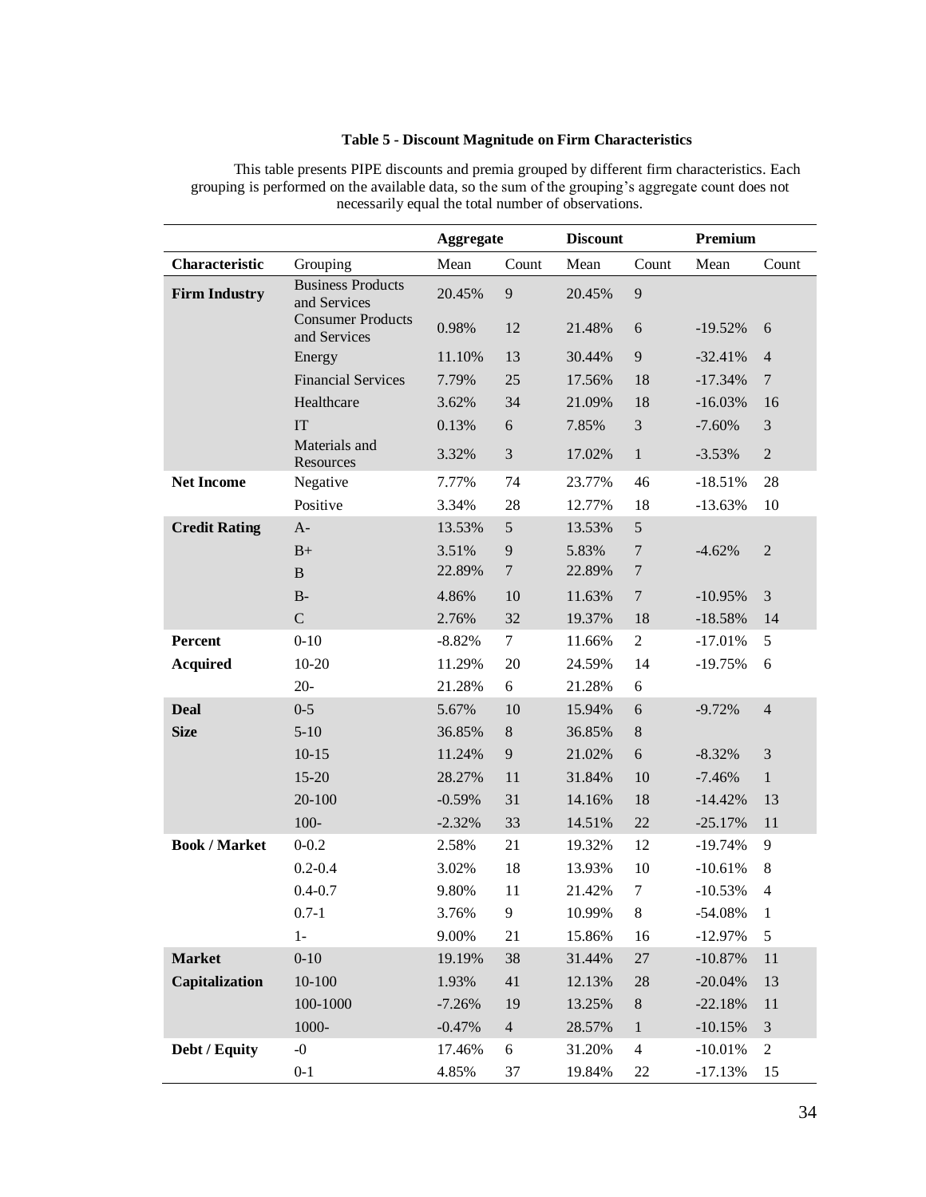**Table 5 - Discount Magnitude on Firm Characteristics**

This table presents PIPE discounts and premia grouped by different firm characteristics. Each grouping is performed on the available data, so the sum of the grouping's aggregate count does not necessarily equal the total number of observations.

| | | **Aggregate** | | **Discount** | | **Premium** | |
|---|---|---|---|---|---|---|---|
| **Characteristic** | Grouping | Mean | Count | Mean | Count | Mean | Count |
| **Firm Industry** | Business Products and Services | 20.45% | 9 | 20.45% | 9 | | |
| | Consumer Products and Services | 0.98% | 12 | 21.48% | 6 | -19.52% | 6 |
| | Energy | 11.10% | 13 | 30.44% | 9 | -32.41% | 4 |
| | Financial Services | 7.79% | 25 | 17.56% | 18 | -17.34% | 7 |
| | Healthcare | 3.62% | 34 | 21.09% | 18 | -16.03% | 16 |
| | IT | 0.13% | 6 | 7.85% | 3 | -7.60% | 3 |
| | Materials and Resources | 3.32% | 3 | 17.02% | 1 | -3.53% | 2 |
| **Net Income** | Negative | 7.77% | 74 | 23.77% | 46 | -18.51% | 28 |
| | Positive | 3.34% | 28 | 12.77% | 18 | -13.63% | 10 |
| **Credit Rating** | A- | 13.53% | 5 | 13.53% | 5 | | |
| | B+ | 3.51% | 9 | 5.83% | 7 | -4.62% | 2 |
| | B | 22.89% | 7 | 22.89% | 7 | | |
| | B- | 4.86% | 10 | 11.63% | 7 | -10.95% | 3 |
| | C | 2.76% | 32 | 19.37% | 18 | -18.58% | 14 |
| **Percent** | 0-10 | -8.82% | 7 | 11.66% | 2 | -17.01% | 5 |
| **Acquired** | 10-20 | 11.29% | 20 | 24.59% | 14 | -19.75% | 6 |
| | 20- | 21.28% | 6 | 21.28% | 6 | | |
| **Deal** | 0-5 | 5.67% | 10 | 15.94% | 6 | -9.72% | 4 |
| **Size** | 5-10 | 36.85% | 8 | 36.85% | 8 | | |
| | 10-15 | 11.24% | 9 | 21.02% | 6 | -8.32% | 3 |
| | 15-20 | 28.27% | 11 | 31.84% | 10 | -7.46% | 1 |
| | 20-100 | -0.59% | 31 | 14.16% | 18 | -14.42% | 13 |
| | 100- | -2.32% | 33 | 14.51% | 22 | -25.17% | 11 |
| **Book / Market** | 0-0.2 | 2.58% | 21 | 19.32% | 12 | -19.74% | 9 |
| | 0.2-0.4 | 3.02% | 18 | 13.93% | 10 | -10.61% | 8 |
| | 0.4-0.7 | 9.80% | 11 | 21.42% | 7 | -10.53% | 4 |
| | 0.7-1 | 3.76% | 9 | 10.99% | 8 | -54.08% | 1 |
| | 1- | 9.00% | 21 | 15.86% | 16 | -12.97% | 5 |
| **Market** | 0-10 | 19.19% | 38 | 31.44% | 27 | -10.87% | 11 |
| **Capitalization** | 10-100 | 1.93% | 41 | 12.13% | 28 | -20.04% | 13 |
| | 100-1000 | -7.26% | 19 | 13.25% | 8 | -22.18% | 11 |
| | 1000- | -0.47% | 4 | 28.57% | 1 | -10.15% | 3 |
| **Debt / Equity** | -0 | 17.46% | 6 | 31.20% | 4 | -10.01% | 2 |
| | 0-1 | 4.85% | 37 | 19.84% | 22 | -17.13% | 15 |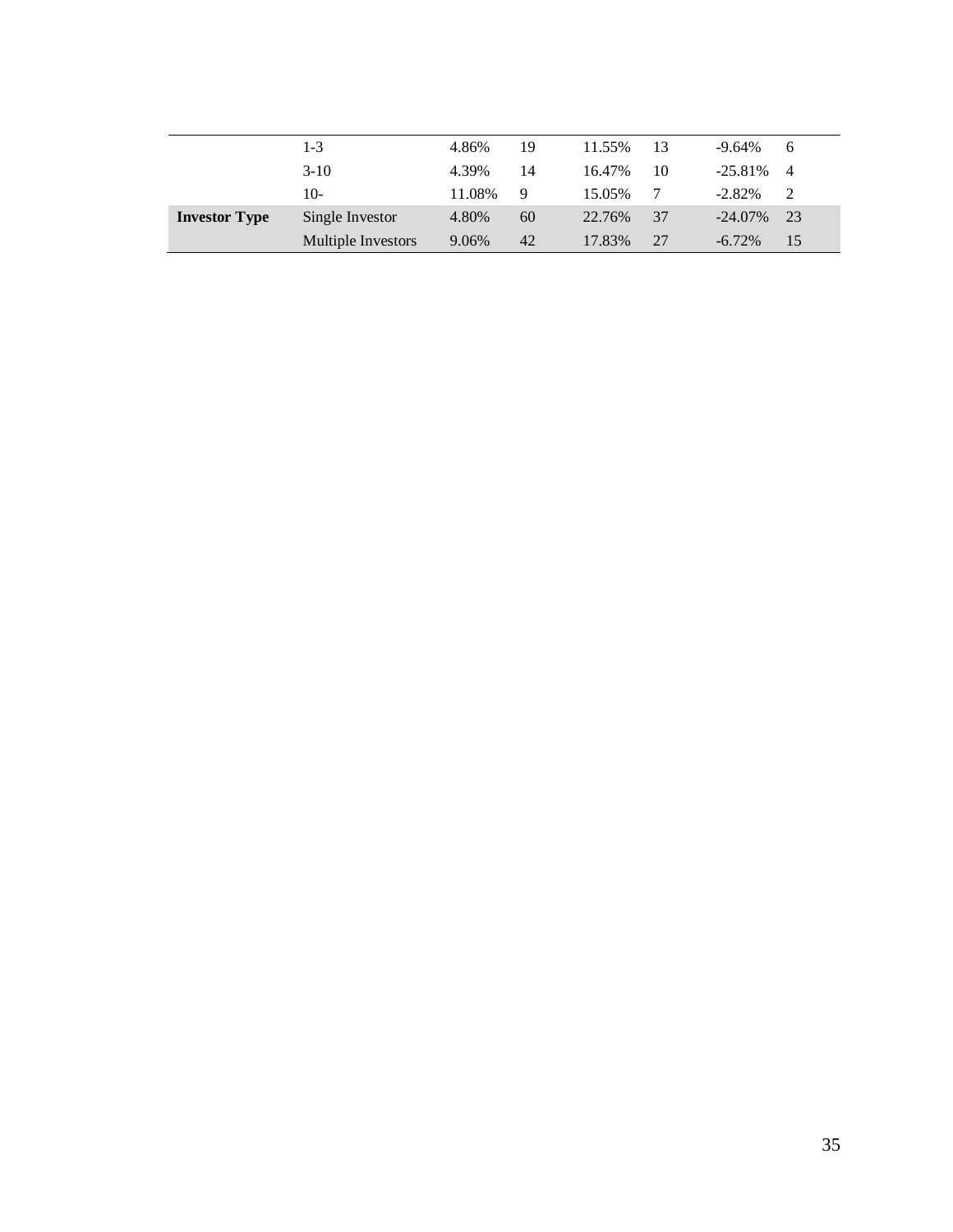| | | | | | | | |
|---|---|---|---|---|---|---|---|
| | 1-3 | 4.86% | 19 | 11.55% | 13 | -9.64% | 6 |
| | 3-10 | 4.39% | 14 | 16.47% | 10 | -25.81% | 4 |
| | 10- | 11.08% | 9 | 15.05% | 7 | -2.82% | 2 |
| **Investor Type** | Single Investor | 4.80% | 60 | 22.76% | 37 | -24.07% | 23 |
| | Multiple Investors | 9.06% | 42 | 17.83% | 27 | -6.72% | 15 |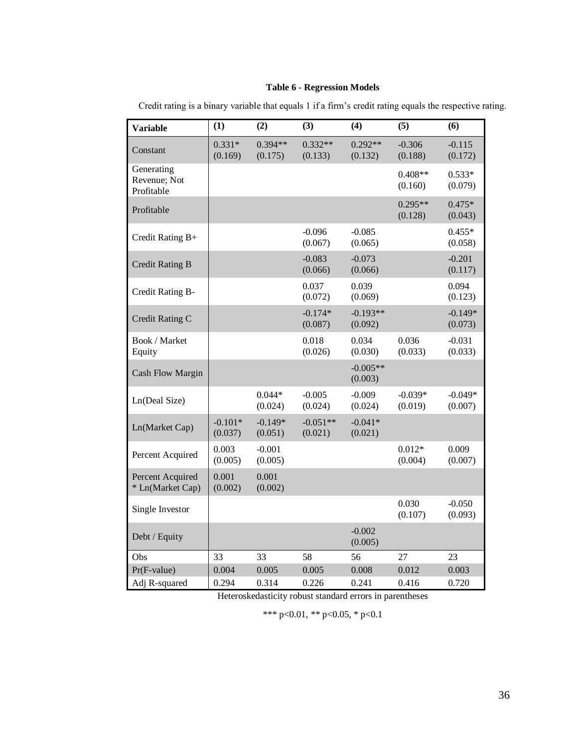**Table 6 - Regression Models**

Credit rating is a binary variable that equals 1 if a firm's credit rating equals the respective rating.

| Variable | (1) | (2) | (3) | (4) | (5) | (6) |
|---|---|---|---|---|---|---|
| Constant | 0.331* (0.169) | 0.394** (0.175) | 0.332** (0.133) | 0.292** (0.132) | -0.306 (0.188) | -0.115 (0.172) |
| Generating Revenue; Not Profitable | | | | | 0.408** (0.160) | 0.533* (0.079) |
| Profitable | | | | | 0.295** (0.128) | 0.475* (0.043) |
| Credit Rating B+ | | | -0.096 (0.067) | -0.085 (0.065) | | 0.455* (0.058) |
| Credit Rating B | | | -0.083 (0.066) | -0.073 (0.066) | | -0.201 (0.117) |
| Credit Rating B- | | | 0.037 (0.072) | 0.039 (0.069) | | 0.094 (0.123) |
| Credit Rating C | | | -0.174* (0.087) | -0.193** (0.092) | | -0.149* (0.073) |
| Book / Market Equity | | | 0.018 (0.026) | 0.034 (0.030) | 0.036 (0.033) | -0.031 (0.033) |
| Cash Flow Margin | | | | -0.005** (0.003) | | |
| Ln(Deal Size) | | 0.044* (0.024) | -0.005 (0.024) | -0.009 (0.024) | -0.039* (0.019) | -0.049* (0.007) |
| Ln(Market Cap) | -0.101* (0.037) | -0.149* (0.051) | -0.051** (0.021) | -0.041* (0.021) | | |
| Percent Acquired | 0.003 (0.005) | -0.001 (0.005) | | | 0.012* (0.004) | 0.009 (0.007) |
| Percent Acquired * Ln(Market Cap) | 0.001 (0.002) | 0.001 (0.002) | | | | |
| Single Investor | | | | | 0.030 (0.107) | -0.050 (0.093) |
| Debt / Equity | | | | -0.002 (0.005) | | |
| Obs | 33 | 33 | 58 | 56 | 27 | 23 |
| Pr(F-value) | 0.004 | 0.005 | 0.005 | 0.008 | 0.012 | 0.003 |
| Adj R-squared | 0.294 | 0.314 | 0.226 | 0.241 | 0.416 | 0.720 |

Heteroskedasticity robust standard errors in parentheses

*** $p<0.01$, ** $p<0.05$, * $p<0.1$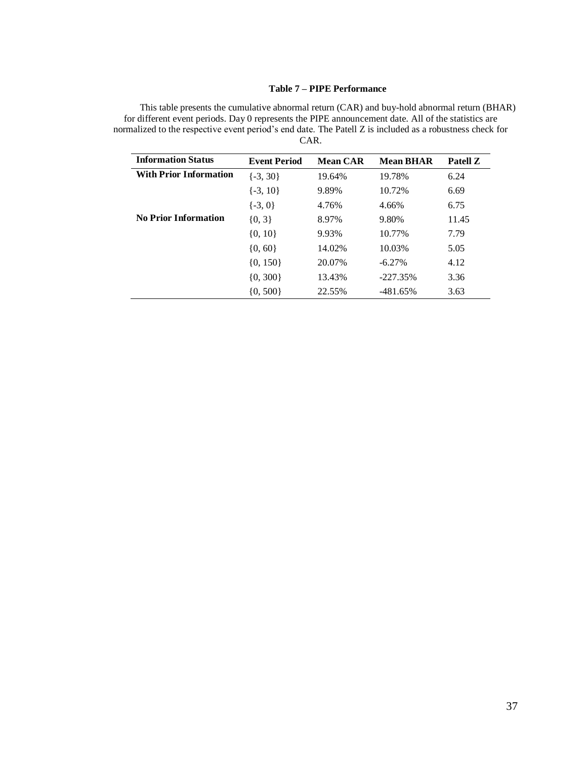**Table 7 – PIPE Performance**

This table presents the cumulative abnormal return (CAR) and buy-hold abnormal return (BHAR) for different event periods. Day 0 represents the PIPE announcement date. All of the statistics are normalized to the respective event period's end date. The Patell Z is included as a robustness check for CAR.

| Information Status | Event Period | Mean CAR | Mean BHAR | Patell Z |
|---|---|---|---|---|
| **With Prior Information** | {-3, 30} | 19.64% | 19.78% | 6.24 |
| | {-3, 10} | 9.89% | 10.72% | 6.69 |
| | {-3, 0} | 4.76% | 4.66% | 6.75 |
| **No Prior Information** | {0, 3} | 8.97% | 9.80% | 11.45 |
| | {0, 10} | 9.93% | 10.77% | 7.79 |
| | {0, 60} | 14.02% | 10.03% | 5.05 |
| | {0, 150} | 20.07% | -6.27% | 4.12 |
| | {0, 300} | 13.43% | -227.35% | 3.36 |
| | {0, 500} | 22.55% | -481.65% | 3.63 |